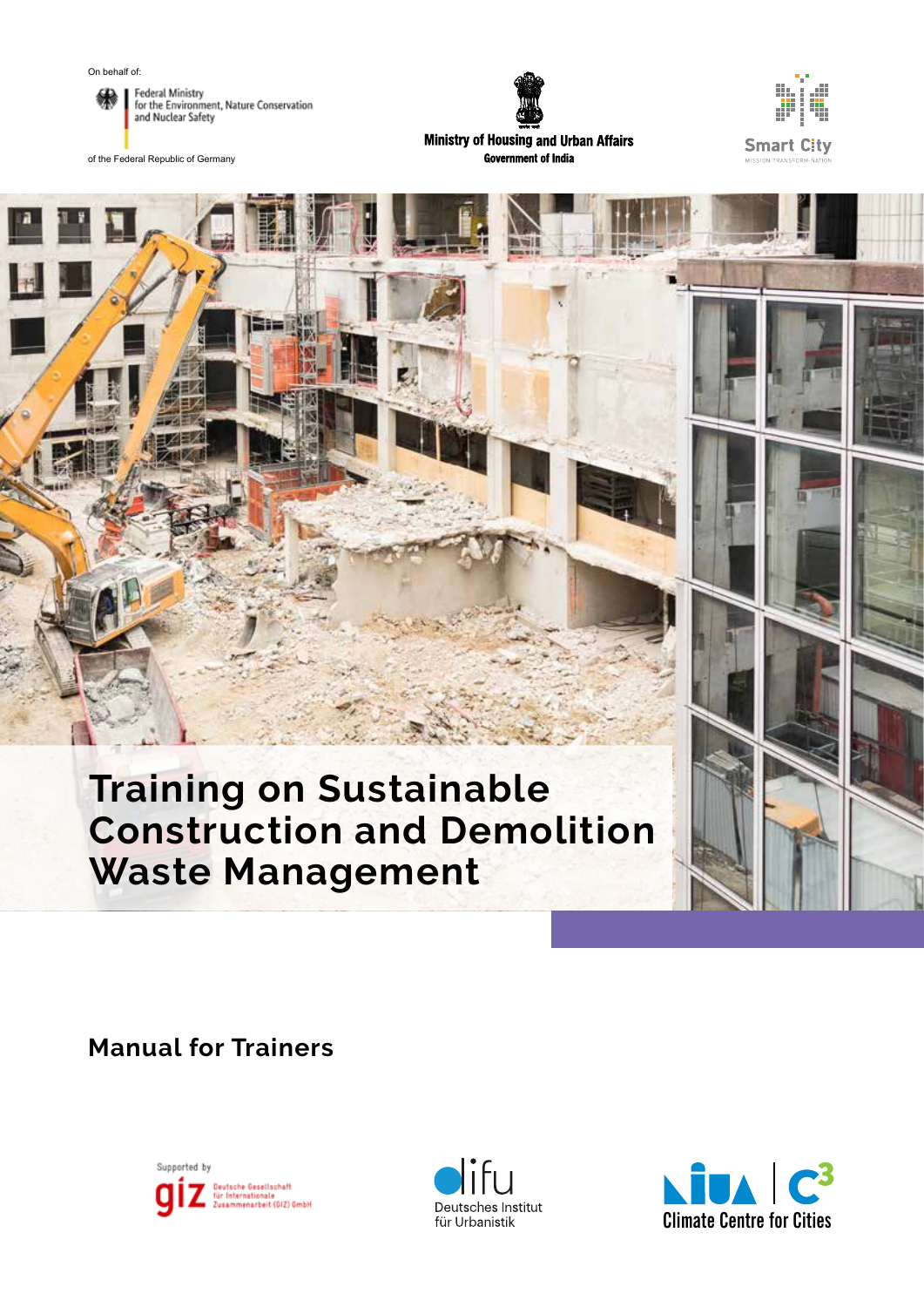On behalf of:

Federal Ministry for the Environment, Nature Conservation and Nuclear Safety

of the Federal Republic of Germany

Ministry of Housing and Urban Affairs
Government of India

Smart City
MISSION TRANSFORM-NATION

# Training on Sustainable Construction and Demolition Waste Management

## Manual for Trainers

Supported by
giz Deutsche Gesellschaft für Internationale Zusammenarbeit (GIZ) GmbH

difu
Deutsches Institut für Urbanistik

NIUA | C3
Climate Centre for Cities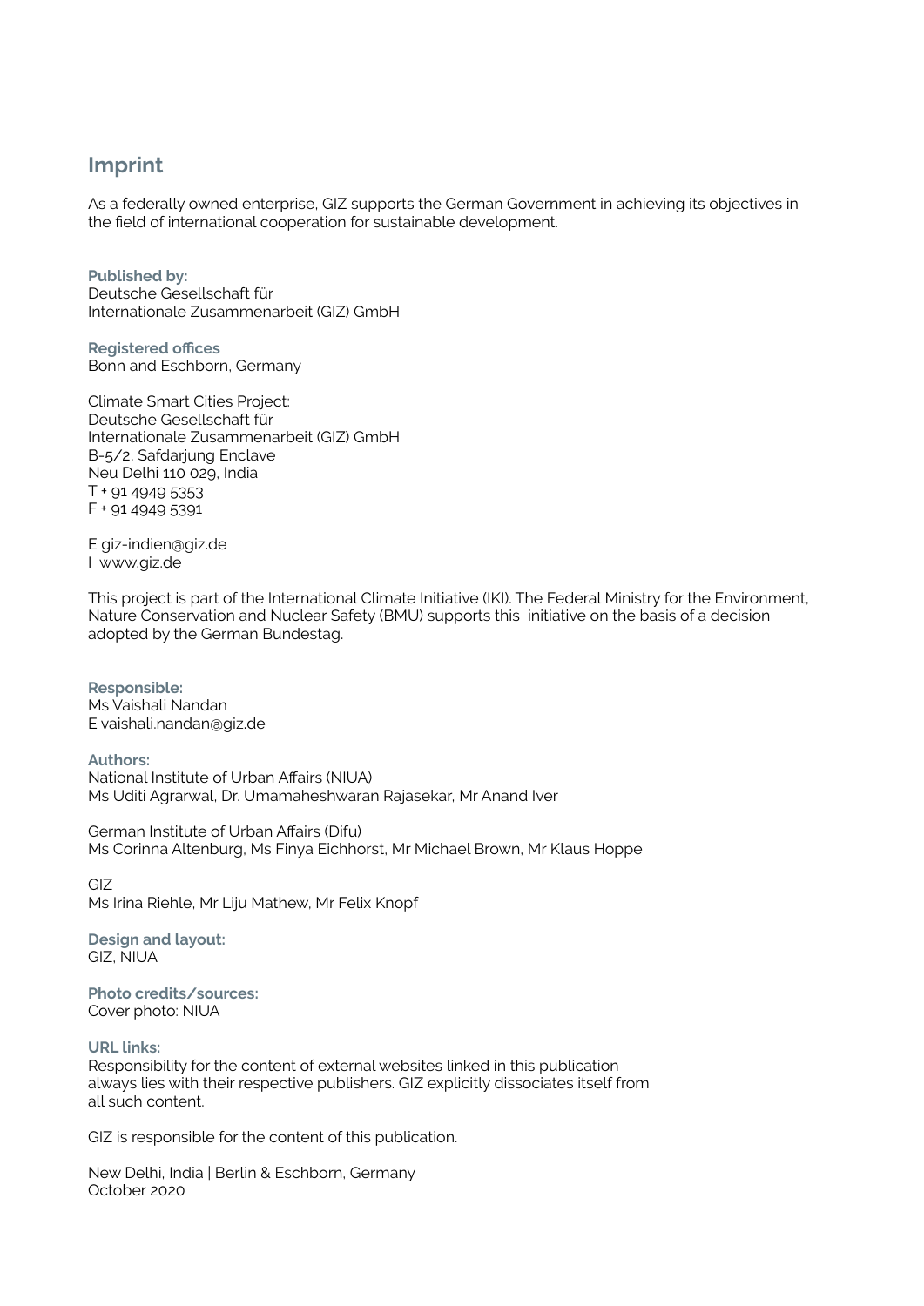## Imprint

As a federally owned enterprise, GIZ supports the German Government in achieving its objectives in the field of international cooperation for sustainable development.

**Published by:**
Deutsche Gesellschaft für
Internationale Zusammenarbeit (GIZ) GmbH

**Registered offices**
Bonn and Eschborn, Germany

Climate Smart Cities Project:
Deutsche Gesellschaft für
Internationale Zusammenarbeit (GIZ) GmbH
B-5/2, Safdarjung Enclave
Neu Delhi 110 029, India
T + 91 4949 5353
F + 91 4949 5391

E giz-indien@giz.de
I www.giz.de

This project is part of the International Climate Initiative (IKI). The Federal Ministry for the Environment, Nature Conservation and Nuclear Safety (BMU) supports this initiative on the basis of a decision adopted by the German Bundestag.

**Responsible:**
Ms Vaishali Nandan
E vaishali.nandan@giz.de

**Authors:**
National Institute of Urban Affairs (NIUA)
Ms Uditi Agrarwal, Dr. Umamaheshwaran Rajasekar, Mr Anand Iver

German Institute of Urban Affairs (Difu)
Ms Corinna Altenburg, Ms Finya Eichhorst, Mr Michael Brown, Mr Klaus Hoppe

GIZ
Ms Irina Riehle, Mr Liju Mathew, Mr Felix Knopf

**Design and layout:**
GIZ, NIUA

**Photo credits/sources:**
Cover photo: NIUA

**URL links:**
Responsibility for the content of external websites linked in this publication always lies with their respective publishers. GIZ explicitly dissociates itself from all such content.

GIZ is responsible for the content of this publication.

New Delhi, India | Berlin & Eschborn, Germany
October 2020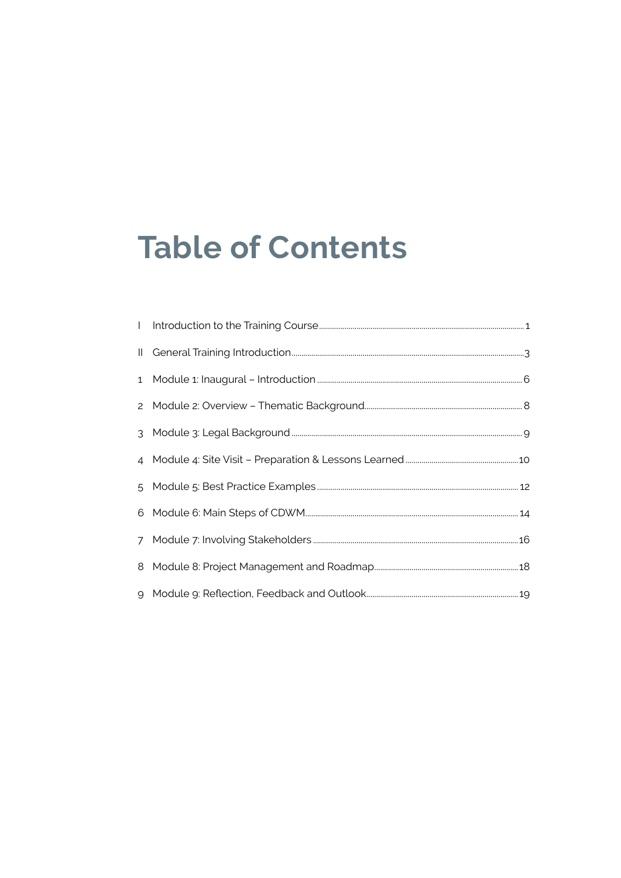# Table of Contents

| | | |
|---|---|---|
| I | Introduction to the Training Course | 1 |
| II | General Training Introduction | 3 |
| 1 | Module 1: Inaugural – Introduction | 6 |
| 2 | Module 2: Overview – Thematic Background | 8 |
| 3 | Module 3: Legal Background | 9 |
| 4 | Module 4: Site Visit – Preparation & Lessons Learned | 10 |
| 5 | Module 5: Best Practice Examples | 12 |
| 6 | Module 6: Main Steps of CDWM | 14 |
| 7 | Module 7: Involving Stakeholders | 16 |
| 8 | Module 8: Project Management and Roadmap | 18 |
| 9 | Module 9: Reflection, Feedback and Outlook | 19 |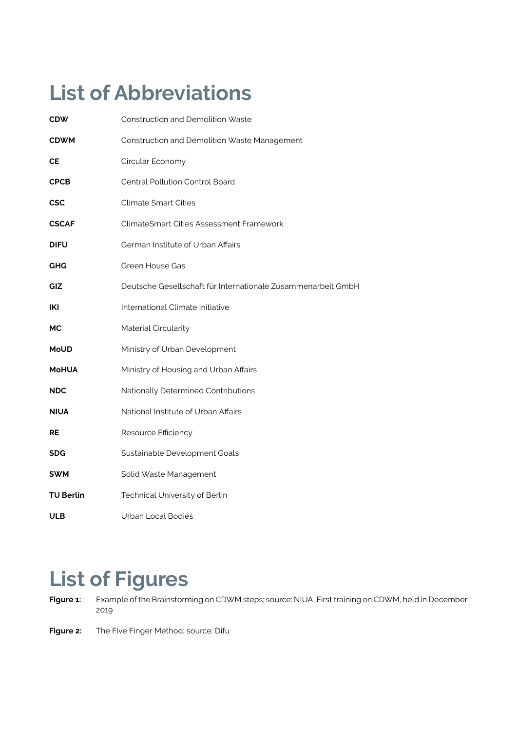# List of Abbreviations

| | |
|---|---|
| **CDW** | Construction and Demolition Waste |
| **CDWM** | Construction and Demolition Waste Management |
| **CE** | Circular Economy |
| **CPCB** | Central Pollution Control Board |
| **CSC** | Climate Smart Cities |
| **CSCAF** | ClimateSmart Cities Assessment Framework |
| **DIFU** | German Institute of Urban Affairs |
| **GHG** | Green House Gas |
| **GIZ** | Deutsche Gesellschaft für Internationale Zusammenarbeit GmbH |
| **IKI** | International Climate Initiative |
| **MC** | Material Circularity |
| **MoUD** | Ministry of Urban Development |
| **MoHUA** | Ministry of Housing and Urban Affairs |
| **NDC** | Nationally Determined Contributions |
| **NIUA** | National Institute of Urban Affairs |
| **RE** | Resource Efficiency |
| **SDG** | Sustainable Development Goals |
| **SWM** | Solid Waste Management |
| **TU Berlin** | Technical University of Berlin |
| **ULB** | Urban Local Bodies |

# List of Figures

**Figure 1:** Example of the Brainstorming on CDWM steps; source: NIUA, First training on CDWM, held in December 2019

**Figure 2:** The Five Finger Method; source: Difu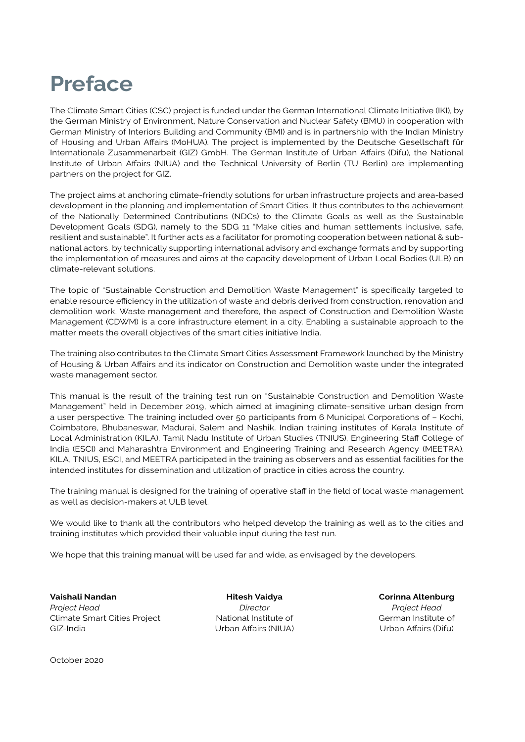# Preface

The Climate Smart Cities (CSC) project is funded under the German International Climate Initiative (IKI), by the German Ministry of Environment, Nature Conservation and Nuclear Safety (BMU) in cooperation with German Ministry of Interiors Building and Community (BMI) and is in partnership with the Indian Ministry of Housing and Urban Affairs (MoHUA). The project is implemented by the Deutsche Gesellschaft für Internationale Zusammenarbeit (GIZ) GmbH. The German Institute of Urban Affairs (Difu), the National Institute of Urban Affairs (NIUA) and the Technical University of Berlin (TU Berlin) are implementing partners on the project for GIZ.

The project aims at anchoring climate-friendly solutions for urban infrastructure projects and area-based development in the planning and implementation of Smart Cities. It thus contributes to the achievement of the Nationally Determined Contributions (NDCs) to the Climate Goals as well as the Sustainable Development Goals (SDG), namely to the SDG 11 "Make cities and human settlements inclusive, safe, resilient and sustainable". It further acts as a facilitator for promoting cooperation between national & sub-national actors, by technically supporting international advisory and exchange formats and by supporting the implementation of measures and aims at the capacity development of Urban Local Bodies (ULB) on climate-relevant solutions.

The topic of "Sustainable Construction and Demolition Waste Management" is specifically targeted to enable resource efficiency in the utilization of waste and debris derived from construction, renovation and demolition work. Waste management and therefore, the aspect of Construction and Demolition Waste Management (CDWM) is a core infrastructure element in a city. Enabling a sustainable approach to the matter meets the overall objectives of the smart cities initiative India.

The training also contributes to the Climate Smart Cities Assessment Framework launched by the Ministry of Housing & Urban Affairs and its indicator on Construction and Demolition waste under the integrated waste management sector.

This manual is the result of the training test run on "Sustainable Construction and Demolition Waste Management" held in December 2019, which aimed at imagining climate-sensitive urban design from a user perspective. The training included over 50 participants from 6 Municipal Corporations of – Kochi, Coimbatore, Bhubaneswar, Madurai, Salem and Nashik. Indian training institutes of Kerala Institute of Local Administration (KILA), Tamil Nadu Institute of Urban Studies (TNIUS), Engineering Staff College of India (ESCI) and Maharashtra Environment and Engineering Training and Research Agency (MEETRA). KILA, TNIUS, ESCI, and MEETRA participated in the training as observers and as essential facilities for the intended institutes for dissemination and utilization of practice in cities across the country.

The training manual is designed for the training of operative staff in the field of local waste management as well as decision-makers at ULB level.

We would like to thank all the contributors who helped develop the training as well as to the cities and training institutes which provided their valuable input during the test run.

We hope that this training manual will be used far and wide, as envisaged by the developers.

**Vaishali Nandan**
*Project Head*
Climate Smart Cities Project
GIZ-India

**Hitesh Vaidya**
*Director*
National Institute of
Urban Affairs (NIUA)

**Corinna Altenburg**
*Project Head*
German Institute of
Urban Affairs (Difu)

October 2020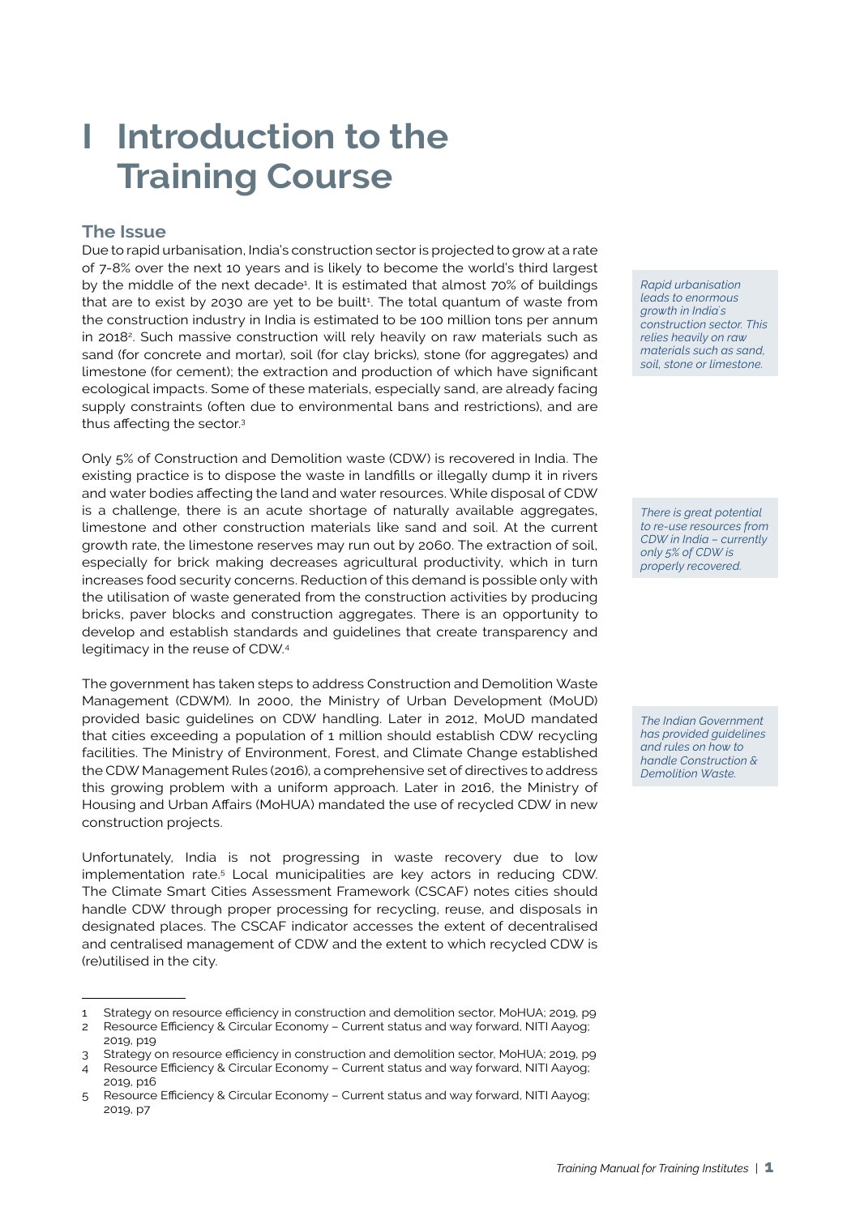# I Introduction to the Training Course

## The Issue

Due to rapid urbanisation, India's construction sector is projected to grow at a rate of 7-8% over the next 10 years and is likely to become the world's third largest by the middle of the next decade[1]. It is estimated that almost 70% of buildings that are to exist by 2030 are yet to be built[1]. The total quantum of waste from the construction industry in India is estimated to be 100 million tons per annum in 2018[2]. Such massive construction will rely heavily on raw materials such as sand (for concrete and mortar), soil (for clay bricks), stone (for aggregates) and limestone (for cement); the extraction and production of which have significant ecological impacts. Some of these materials, especially sand, are already facing supply constraints (often due to environmental bans and restrictions), and are thus affecting the sector.[3]

*Rapid urbanisation leads to enormous growth in India's construction sector. This relies heavily on raw materials such as sand, soil, stone or limestone.*

Only 5% of Construction and Demolition waste (CDW) is recovered in India. The existing practice is to dispose the waste in landfills or illegally dump it in rivers and water bodies affecting the land and water resources. While disposal of CDW is a challenge, there is an acute shortage of naturally available aggregates, limestone and other construction materials like sand and soil. At the current growth rate, the limestone reserves may run out by 2060. The extraction of soil, especially for brick making decreases agricultural productivity, which in turn increases food security concerns. Reduction of this demand is possible only with the utilisation of waste generated from the construction activities by producing bricks, paver blocks and construction aggregates. There is an opportunity to develop and establish standards and guidelines that create transparency and legitimacy in the reuse of CDW.[4]

*There is great potential to re-use resources from CDW in India – currently only 5% of CDW is properly recovered.*

The government has taken steps to address Construction and Demolition Waste Management (CDWM). In 2000, the Ministry of Urban Development (MoUD) provided basic guidelines on CDW handling. Later in 2012, MoUD mandated that cities exceeding a population of 1 million should establish CDW recycling facilities. The Ministry of Environment, Forest, and Climate Change established the CDW Management Rules (2016), a comprehensive set of directives to address this growing problem with a uniform approach. Later in 2016, the Ministry of Housing and Urban Affairs (MoHUA) mandated the use of recycled CDW in new construction projects.

*The Indian Government has provided guidelines and rules on how to handle Construction & Demolition Waste.*

Unfortunately, India is not progressing in waste recovery due to low implementation rate.[5] Local municipalities are key actors in reducing CDW. The Climate Smart Cities Assessment Framework (CSCAF) notes cities should handle CDW through proper processing for recycling, reuse, and disposals in designated places. The CSCAF indicator accesses the extent of decentralised and centralised management of CDW and the extent to which recycled CDW is (re)utilised in the city.

---

1 Strategy on resource efficiency in construction and demolition sector, MoHUA; 2019, p9
2 Resource Efficiency & Circular Economy – Current status and way forward, NITI Aayog; 2019, p19
3 Strategy on resource efficiency in construction and demolition sector, MoHUA; 2019, p9
4 Resource Efficiency & Circular Economy – Current status and way forward, NITI Aayog; 2019, p16
5 Resource Efficiency & Circular Economy – Current status and way forward, NITI Aayog; 2019, p7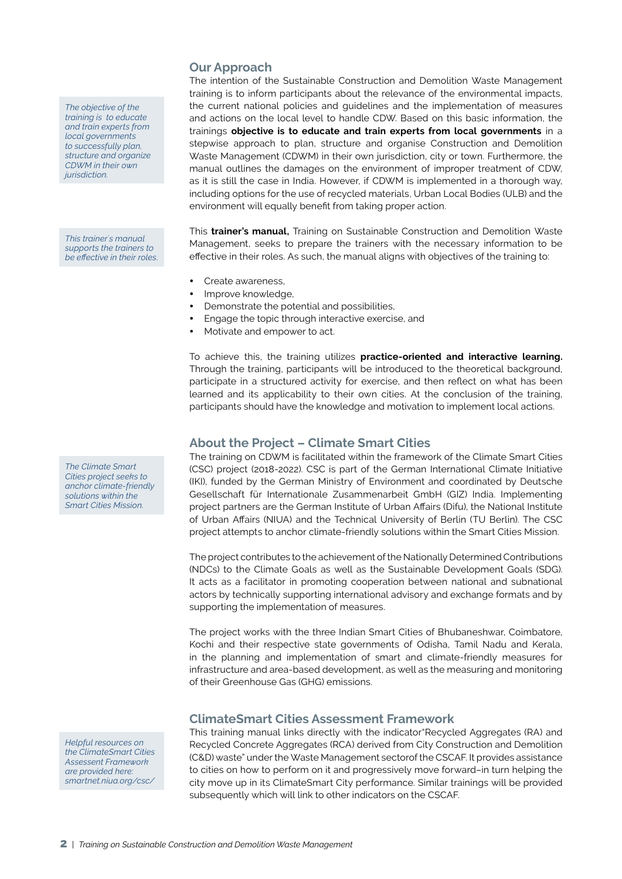## Our Approach

*The objective of the training is to educate and train experts from local governments to successfully plan, structure and organize CDWM in their own jurisdiction.*

The intention of the Sustainable Construction and Demolition Waste Management training is to inform participants about the relevance of the environmental impacts, the current national policies and guidelines and the implementation of measures and actions on the local level to handle CDW. Based on this basic information, the trainings **objective is to educate and train experts from local governments** in a stepwise approach to plan, structure and organise Construction and Demolition Waste Management (CDWM) in their own jurisdiction, city or town. Furthermore, the manual outlines the damages on the environment of improper treatment of CDW, as it is still the case in India. However, if CDWM is implemented in a thorough way, including options for the use of recycled materials, Urban Local Bodies (ULB) and the environment will equally benefit from taking proper action.

*This trainer`s manual supports the trainers to be effective in their roles.*

This **trainer's manual,** Training on Sustainable Construction and Demolition Waste Management, seeks to prepare the trainers with the necessary information to be effective in their roles. As such, the manual aligns with objectives of the training to:

- Create awareness,
- Improve knowledge,
- Demonstrate the potential and possibilities,
- Engage the topic through interactive exercise, and
- Motivate and empower to act.

To achieve this, the training utilizes **practice-oriented and interactive learning.** Through the training, participants will be introduced to the theoretical background, participate in a structured activity for exercise, and then reflect on what has been learned and its applicability to their own cities. At the conclusion of the training, participants should have the knowledge and motivation to implement local actions.

## About the Project – Climate Smart Cities

*The Climate Smart Cities project seeks to anchor climate-friendly solutions within the Smart Cities Mission.*

The training on CDWM is facilitated within the framework of the Climate Smart Cities (CSC) project (2018-2022). CSC is part of the German International Climate Initiative (IKI), funded by the German Ministry of Environment and coordinated by Deutsche Gesellschaft für Internationale Zusammenarbeit GmbH (GIZ) India. Implementing project partners are the German Institute of Urban Affairs (Difu), the National Institute of Urban Affairs (NIUA) and the Technical University of Berlin (TU Berlin). The CSC project attempts to anchor climate-friendly solutions within the Smart Cities Mission.

The project contributes to the achievement of the Nationally Determined Contributions (NDCs) to the Climate Goals as well as the Sustainable Development Goals (SDG). It acts as a facilitator in promoting cooperation between national and subnational actors by technically supporting international advisory and exchange formats and by supporting the implementation of measures.

The project works with the three Indian Smart Cities of Bhubaneshwar, Coimbatore, Kochi and their respective state governments of Odisha, Tamil Nadu and Kerala, in the planning and implementation of smart and climate-friendly measures for infrastructure and area-based development, as well as the measuring and monitoring of their Greenhouse Gas (GHG) emissions.

## ClimateSmart Cities Assessment Framework

*Helpful resources on the ClimateSmart Cities Assessent Framework are provided here: smartnet.niua.org/csc/*

This training manual links directly with the indicator"Recycled Aggregates (RA) and Recycled Concrete Aggregates (RCA) derived from City Construction and Demolition (C&D) waste" under the Waste Management sectorof the CSCAF. It provides assistance to cities on how to perform on it and progressively move forward–in turn helping the city move up in its ClimateSmart City performance. Similar trainings will be provided subsequently which will link to other indicators on the CSCAF.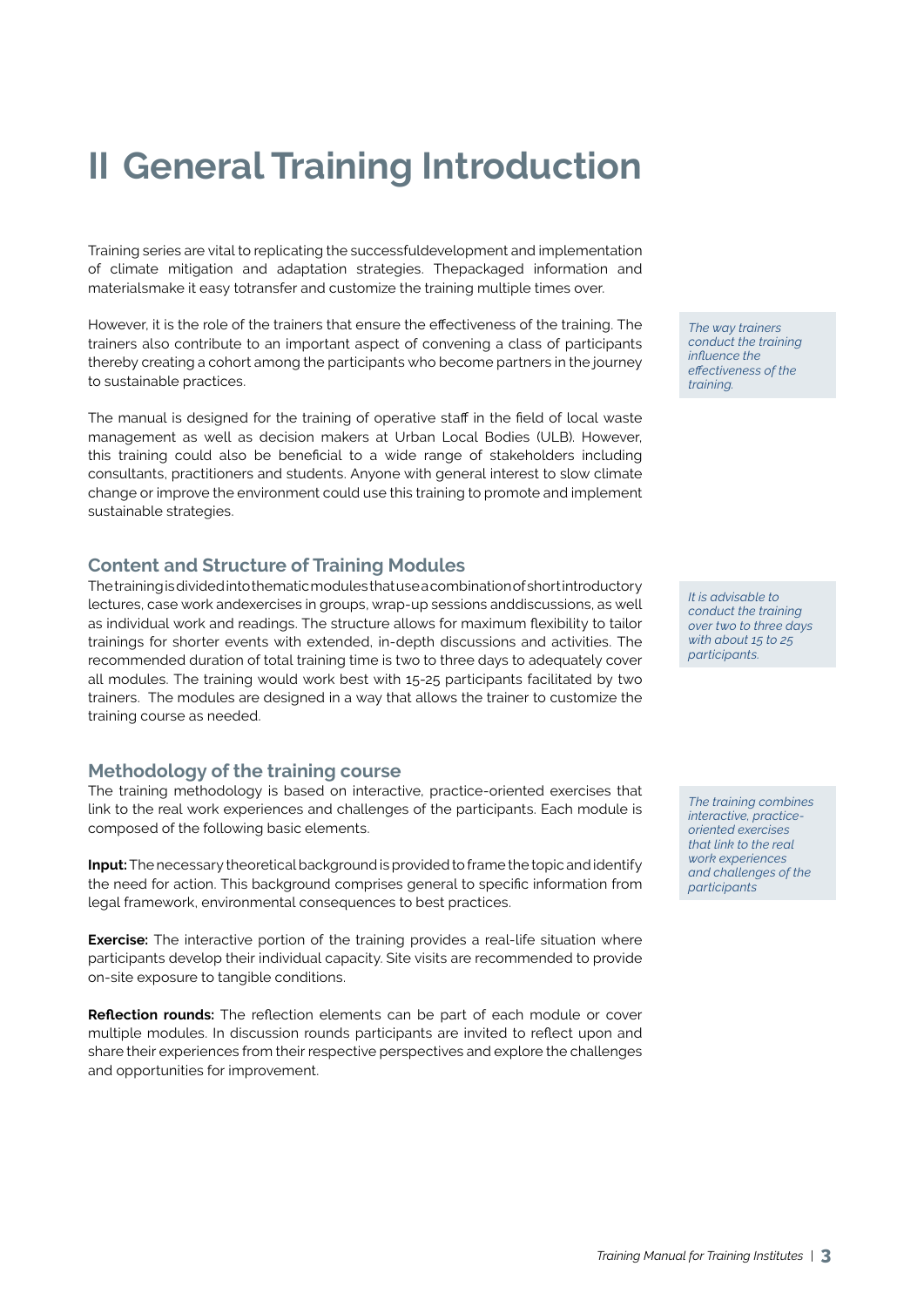# II General Training Introduction

Training series are vital to replicating the successfuldevelopment and implementation of climate mitigation and adaptation strategies. Thepackaged information and materialsmake it easy totransfer and customize the training multiple times over.

However, it is the role of the trainers that ensure the effectiveness of the training. The trainers also contribute to an important aspect of convening a class of participants thereby creating a cohort among the participants who become partners in the journey to sustainable practices.

*The way trainers conduct the training influence the effectiveness of the training.*

The manual is designed for the training of operative staff in the field of local waste management as well as decision makers at Urban Local Bodies (ULB). However, this training could also be beneficial to a wide range of stakeholders including consultants, practitioners and students. Anyone with general interest to slow climate change or improve the environment could use this training to promote and implement sustainable strategies.

## Content and Structure of Training Modules

The training is divided into thematic modules that use a combination of short introductory lectures, case work andexercises in groups, wrap-up sessions anddiscussions, as well as individual work and readings. The structure allows for maximum flexibility to tailor trainings for shorter events with extended, in-depth discussions and activities. The recommended duration of total training time is two to three days to adequately cover all modules. The training would work best with 15-25 participants facilitated by two trainers. The modules are designed in a way that allows the trainer to customize the training course as needed.

*It is advisable to conduct the training over two to three days with about 15 to 25 participants.*

## Methodology of the training course

The training methodology is based on interactive, practice-oriented exercises that link to the real work experiences and challenges of the participants. Each module is composed of the following basic elements.

*The training combines interactive, practice-oriented exercises that link to the real work experiences and challenges of the participants*

**Input:** The necessary theoretical background is provided to frame the topic and identify the need for action. This background comprises general to specific information from legal framework, environmental consequences to best practices.

**Exercise:** The interactive portion of the training provides a real-life situation where participants develop their individual capacity. Site visits are recommended to provide on-site exposure to tangible conditions.

**Reflection rounds:** The reflection elements can be part of each module or cover multiple modules. In discussion rounds participants are invited to reflect upon and share their experiences from their respective perspectives and explore the challenges and opportunities for improvement.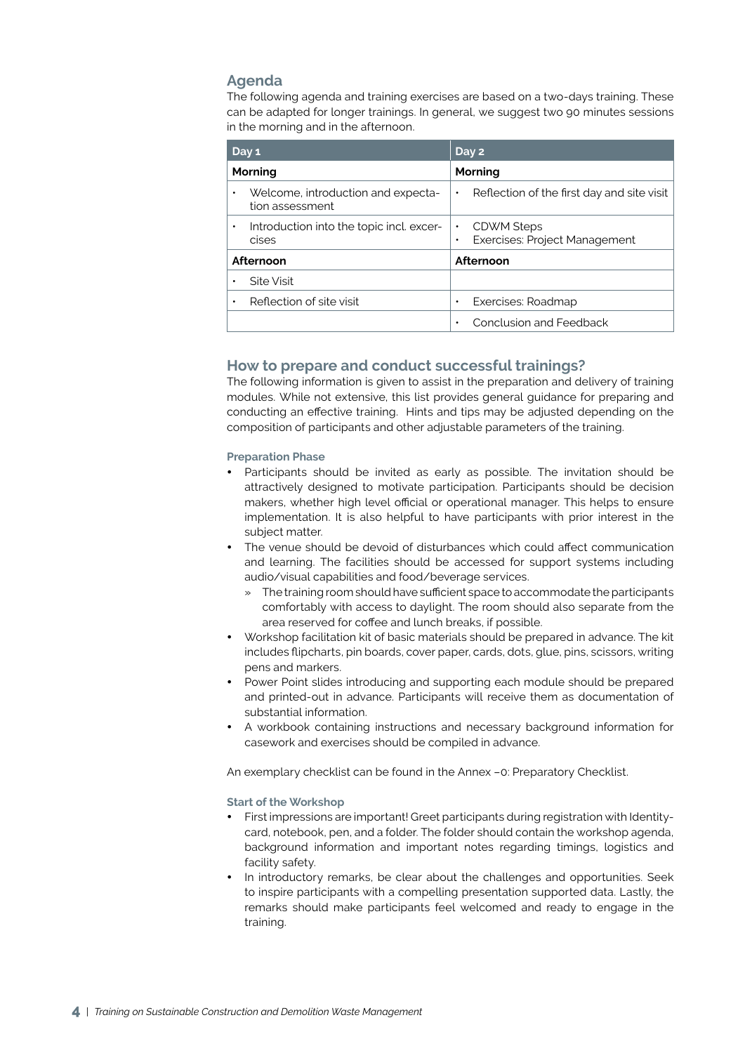## Agenda

The following agenda and training exercises are based on a two-days training. These can be adapted for longer trainings. In general, we suggest two 90 minutes sessions in the morning and in the afternoon.

| Day 1 | Day 2 |
|---|---|
| **Morning** | **Morning** |
| • Welcome, introduction and expectation assessment | • Reflection of the first day and site visit |
| • Introduction into the topic incl. exercises | • CDWM Steps<br>• Exercises: Project Management |
| **Afternoon** | **Afternoon** |
| • Site Visit | |
| • Reflection of site visit | • Exercises: Roadmap |
| | • Conclusion and Feedback |

## How to prepare and conduct successful trainings?

The following information is given to assist in the preparation and delivery of training modules. While not extensive, this list provides general guidance for preparing and conducting an effective training. Hints and tips may be adjusted depending on the composition of participants and other adjustable parameters of the training.

### Preparation Phase

- Participants should be invited as early as possible. The invitation should be attractively designed to motivate participation. Participants should be decision makers, whether high level official or operational manager. This helps to ensure implementation. It is also helpful to have participants with prior interest in the subject matter.
- The venue should be devoid of disturbances which could affect communication and learning. The facilities should be accessed for support systems including audio/visual capabilities and food/beverage services.
  - » The training room should have sufficient space to accommodate the participants comfortably with access to daylight. The room should also separate from the area reserved for coffee and lunch breaks, if possible.
- Workshop facilitation kit of basic materials should be prepared in advance. The kit includes flipcharts, pin boards, cover paper, cards, dots, glue, pins, scissors, writing pens and markers.
- Power Point slides introducing and supporting each module should be prepared and printed-out in advance. Participants will receive them as documentation of substantial information.
- A workbook containing instructions and necessary background information for casework and exercises should be compiled in advance.

An exemplary checklist can be found in the Annex –0: Preparatory Checklist.

### Start of the Workshop

- First impressions are important! Greet participants during registration with Identity-card, notebook, pen, and a folder. The folder should contain the workshop agenda, background information and important notes regarding timings, logistics and facility safety.
- In introductory remarks, be clear about the challenges and opportunities. Seek to inspire participants with a compelling presentation supported data. Lastly, the remarks should make participants feel welcomed and ready to engage in the training.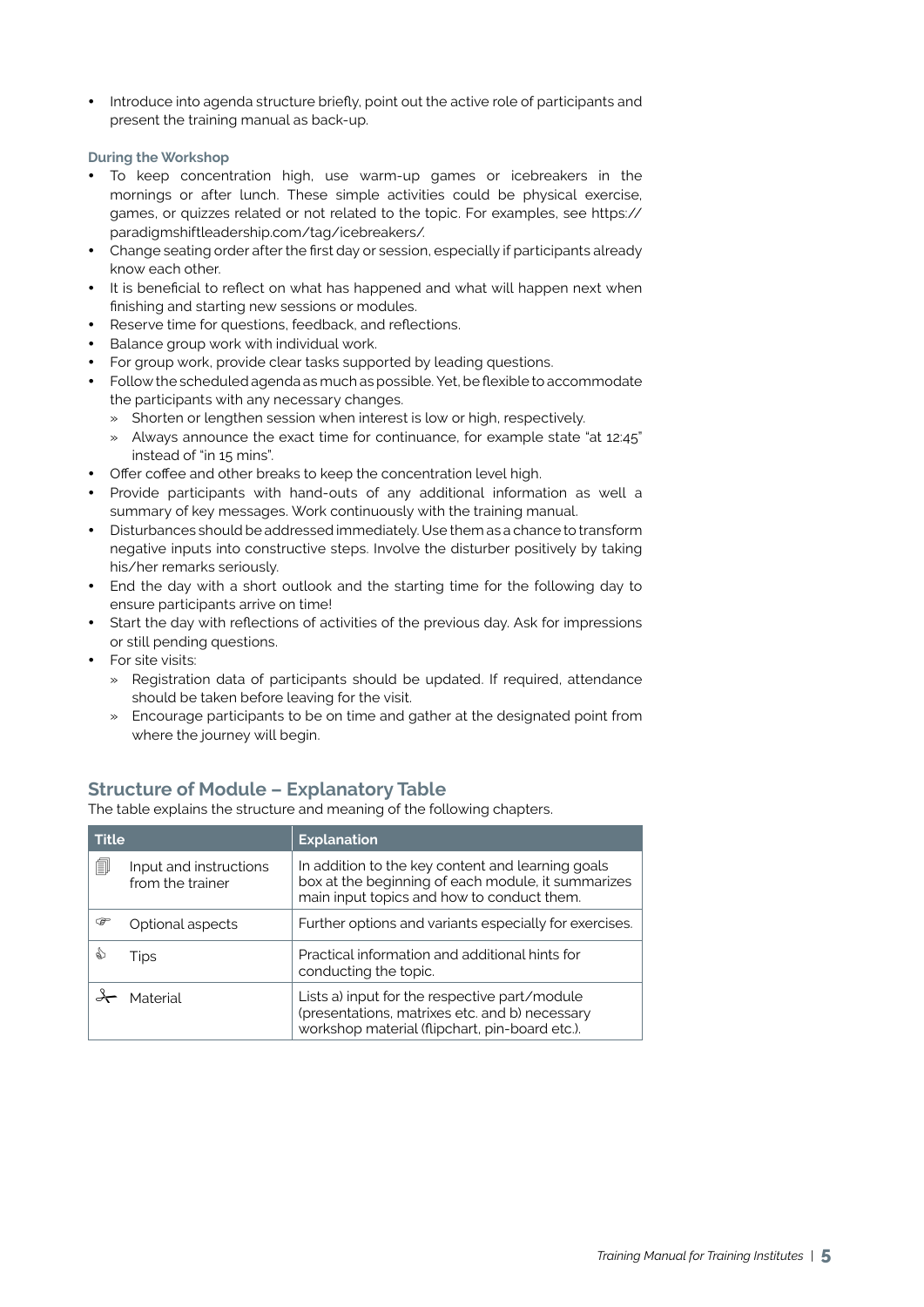- Introduce into agenda structure briefly, point out the active role of participants and present the training manual as back-up.

**During the Workshop**

- To keep concentration high, use warm-up games or icebreakers in the mornings or after lunch. These simple activities could be physical exercise, games, or quizzes related or not related to the topic. For examples, see https://paradigmshiftleadership.com/tag/icebreakers/.
- Change seating order after the first day or session, especially if participants already know each other.
- It is beneficial to reflect on what has happened and what will happen next when finishing and starting new sessions or modules.
- Reserve time for questions, feedback, and reflections.
- Balance group work with individual work.
- For group work, provide clear tasks supported by leading questions.
- Follow the scheduled agenda as much as possible. Yet, be flexible to accommodate the participants with any necessary changes.
  - » Shorten or lengthen session when interest is low or high, respectively.
  - » Always announce the exact time for continuance, for example state "at 12:45" instead of "in 15 mins".
- Offer coffee and other breaks to keep the concentration level high.
- Provide participants with hand-outs of any additional information as well a summary of key messages. Work continuously with the training manual.
- Disturbances should be addressed immediately. Use them as a chance to transform negative inputs into constructive steps. Involve the disturber positively by taking his/her remarks seriously.
- End the day with a short outlook and the starting time for the following day to ensure participants arrive on time!
- Start the day with reflections of activities of the previous day. Ask for impressions or still pending questions.
- For site visits:
  - » Registration data of participants should be updated. If required, attendance should be taken before leaving for the visit.
  - » Encourage participants to be on time and gather at the designated point from where the journey will begin.

## Structure of Module – Explanatory Table

The table explains the structure and meaning of the following chapters.

| Title | | Explanation |
|---|---|---|
| 🗐 | Input and instructions from the trainer | In addition to the key content and learning goals box at the beginning of each module, it summarizes main input topics and how to conduct them. |
| ☞ | Optional aspects | Further options and variants especially for exercises. |
| 👍 | Tips | Practical information and additional hints for conducting the topic. |
| ✂ | Material | Lists a) input for the respective part/module (presentations, matrixes etc. and b) necessary workshop material (flipchart, pin-board etc.). |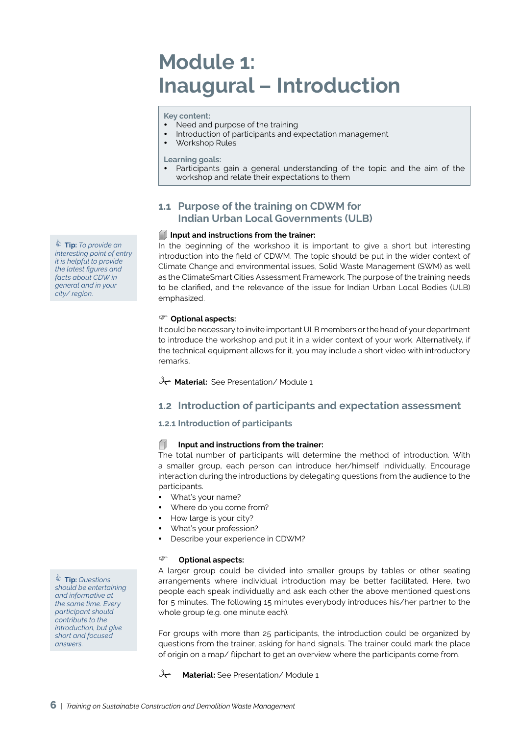# Module 1: Inaugural – Introduction

**Key content:**

- Need and purpose of the training
- Introduction of participants and expectation management
- Workshop Rules

**Learning goals:**

- Participants gain a general understanding of the topic and the aim of the workshop and relate their expectations to them

## 1.1 Purpose of the training on CDWM for Indian Urban Local Governments (ULB)

**Input and instructions from the trainer:**

In the beginning of the workshop it is important to give a short but interesting introduction into the field of CDWM. The topic should be put in the wider context of Climate Change and environmental issues, Solid Waste Management (SWM) as well as the ClimateSmart Cities Assessment Framework. The purpose of the training needs to be clarified, and the relevance of the issue for Indian Urban Local Bodies (ULB) emphasized.

> **Tip:** *To provide an interesting point of entry it is helpful to provide the latest figures and facts about CDW in general and in your city/ region.*

**Optional aspects:**

It could be necessary to invite important ULB members or the head of your department to introduce the workshop and put it in a wider context of your work. Alternatively, if the technical equipment allows for it, you may include a short video with introductory remarks.

**Material:** See Presentation/ Module 1

## 1.2 Introduction of participants and expectation assessment

### 1.2.1 Introduction of participants

**Input and instructions from the trainer:**

The total number of participants will determine the method of introduction. With a smaller group, each person can introduce her/himself individually. Encourage interaction during the introductions by delegating questions from the audience to the participants.

- What's your name?
- Where do you come from?
- How large is your city?
- What's your profession?
- Describe your experience in CDWM?

**Optional aspects:**

A larger group could be divided into smaller groups by tables or other seating arrangements where individual introduction may be better facilitated. Here, two people each speak individually and ask each other the above mentioned questions for 5 minutes. The following 15 minutes everybody introduces his/her partner to the whole group (e.g. one minute each).

> **Tip:** *Questions should be entertaining and informative at the same time. Every participant should contribute to the introduction, but give short and focused answers.*

For groups with more than 25 participants, the introduction could be organized by questions from the trainer, asking for hand signals. The trainer could mark the place of origin on a map/ flipchart to get an overview where the participants come from.

**Material:** See Presentation/ Module 1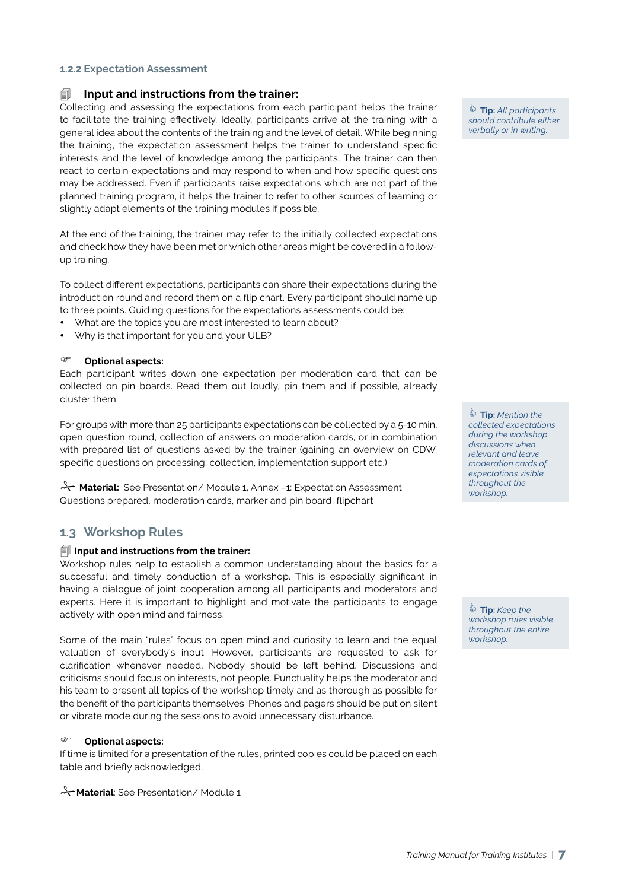### 1.2.2 Expectation Assessment

**Input and instructions from the trainer:**

Collecting and assessing the expectations from each participant helps the trainer to facilitate the training effectively. Ideally, participants arrive at the training with a general idea about the contents of the training and the level of detail. While beginning the training, the expectation assessment helps the trainer to understand specific interests and the level of knowledge among the participants. The trainer can then react to certain expectations and may respond to when and how specific questions may be addressed. Even if participants raise expectations which are not part of the planned training program, it helps the trainer to refer to other sources of learning or slightly adapt elements of the training modules if possible.

> **Tip:** *All participants should contribute either verbally or in writing.*

At the end of the training, the trainer may refer to the initially collected expectations and check how they have been met or which other areas might be covered in a follow-up training.

To collect different expectations, participants can share their expectations during the introduction round and record them on a flip chart. Every participant should name up to three points. Guiding questions for the expectations assessments could be:

- What are the topics you are most interested to learn about?
- Why is that important for you and your ULB?

**Optional aspects:**

Each participant writes down one expectation per moderation card that can be collected on pin boards. Read them out loudly, pin them and if possible, already cluster them.

> **Tip:** *Mention the collected expectations during the workshop discussions when relevant and leave moderation cards of expectations visible throughout the workshop.*

For groups with more than 25 participants expectations can be collected by a 5-10 min. open question round, collection of answers on moderation cards, or in combination with prepared list of questions asked by the trainer (gaining an overview on CDW, specific questions on processing, collection, implementation support etc.)

**Material:** See Presentation/ Module 1, Annex –1: Expectation Assessment Questions prepared, moderation cards, marker and pin board, flipchart

## 1.3 Workshop Rules

**Input and instructions from the trainer:**

Workshop rules help to establish a common understanding about the basics for a successful and timely conduction of a workshop. This is especially significant in having a dialogue of joint cooperation among all participants and moderators and experts. Here it is important to highlight and motivate the participants to engage actively with open mind and fairness.

> **Tip:** *Keep the workshop rules visible throughout the entire workshop.*

Some of the main "rules" focus on open mind and curiosity to learn and the equal valuation of everybody´s input. However, participants are requested to ask for clarification whenever needed. Nobody should be left behind. Discussions and criticisms should focus on interests, not people. Punctuality helps the moderator and his team to present all topics of the workshop timely and as thorough as possible for the benefit of the participants themselves. Phones and pagers should be put on silent or vibrate mode during the sessions to avoid unnecessary disturbance.

**Optional aspects:**

If time is limited for a presentation of the rules, printed copies could be placed on each table and briefly acknowledged.

**Material**: See Presentation/ Module 1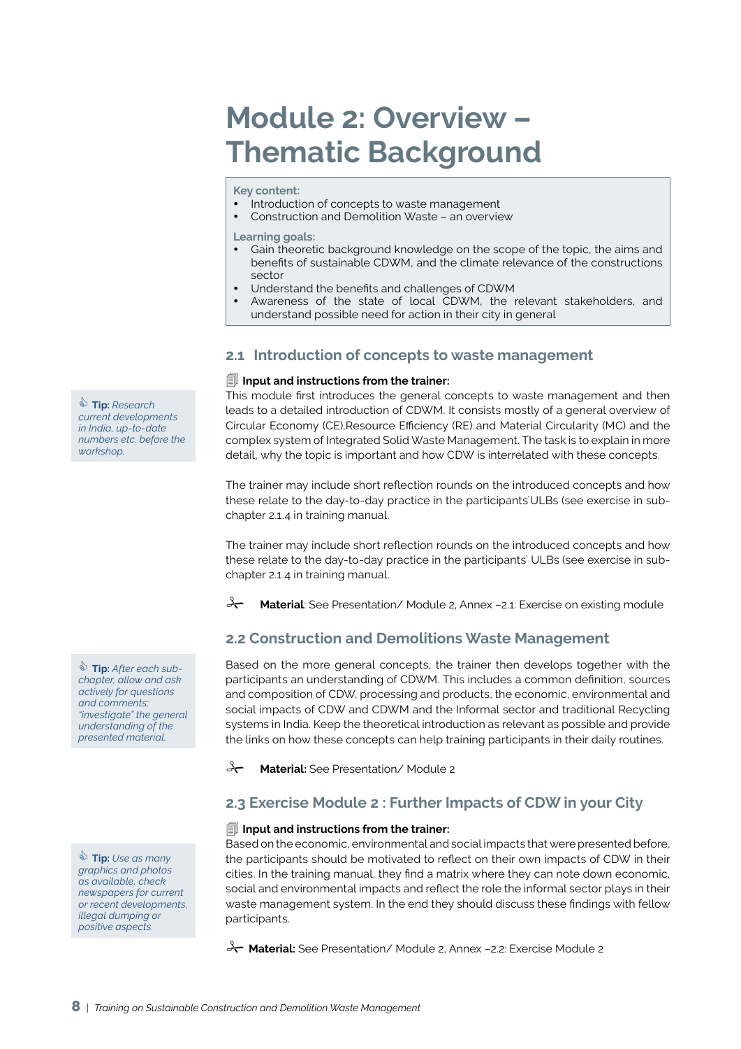# Module 2: Overview – Thematic Background

**Key content:**
- Introduction of concepts to waste management
- Construction and Demolition Waste – an overview

**Learning goals:**
- Gain theoretic background knowledge on the scope of the topic, the aims and benefits of sustainable CDWM, and the climate relevance of the constructions sector
- Understand the benefits and challenges of CDWM
- Awareness of the state of local CDWM, the relevant stakeholders, and understand possible need for action in their city in general

## 2.1 Introduction of concepts to waste management

**Input and instructions from the trainer:**

This module first introduces the general concepts to waste management and then leads to a detailed introduction of CDWM. It consists mostly of a general overview of Circular Economy (CE),Resource Efficiency (RE) and Material Circularity (MC) and the complex system of Integrated Solid Waste Management. The task is to explain in more detail, why the topic is important and how CDW is interrelated with these concepts.

> **Tip:** *Research current developments in India, up-to-date numbers etc. before the workshop.*

The trainer may include short reflection rounds on the introduced concepts and how these relate to the day-to-day practice in the participants`ULBs (see exercise in sub-chapter 2.1.4 in training manual.

The trainer may include short reflection rounds on the introduced concepts and how these relate to the day-to-day practice in the participants` ULBs (see exercise in sub-chapter 2.1.4 in training manual.

**Material**: See Presentation/ Module 2, Annex –2.1: Exercise on existing module

## 2.2 Construction and Demolitions Waste Management

Based on the more general concepts, the trainer then develops together with the participants an understanding of CDWM. This includes a common definition, sources and composition of CDW, processing and products, the economic, environmental and social impacts of CDW and CDWM and the Informal sector and traditional Recycling systems in India. Keep the theoretical introduction as relevant as possible and provide the links on how these concepts can help training participants in their daily routines.

> **Tip:** *After each sub-chapter, allow and ask actively for questions and comments; "investigate" the general understanding of the presented material.*

**Material:** See Presentation/ Module 2

## 2.3 Exercise Module 2 : Further Impacts of CDW in your City

**Input and instructions from the trainer:**

Based on the economic, environmental and social impacts that were presented before, the participants should be motivated to reflect on their own impacts of CDW in their cities. In the training manual, they find a matrix where they can note down economic, social and environmental impacts and reflect the role the informal sector plays in their waste management system. In the end they should discuss these findings with fellow participants.

> **Tip:** *Use as many graphics and photos as available, check newspapers for current or recent developments, illegal dumping or positive aspects.*

**Material:** See Presentation/ Module 2, Annex –2.2: Exercise Module 2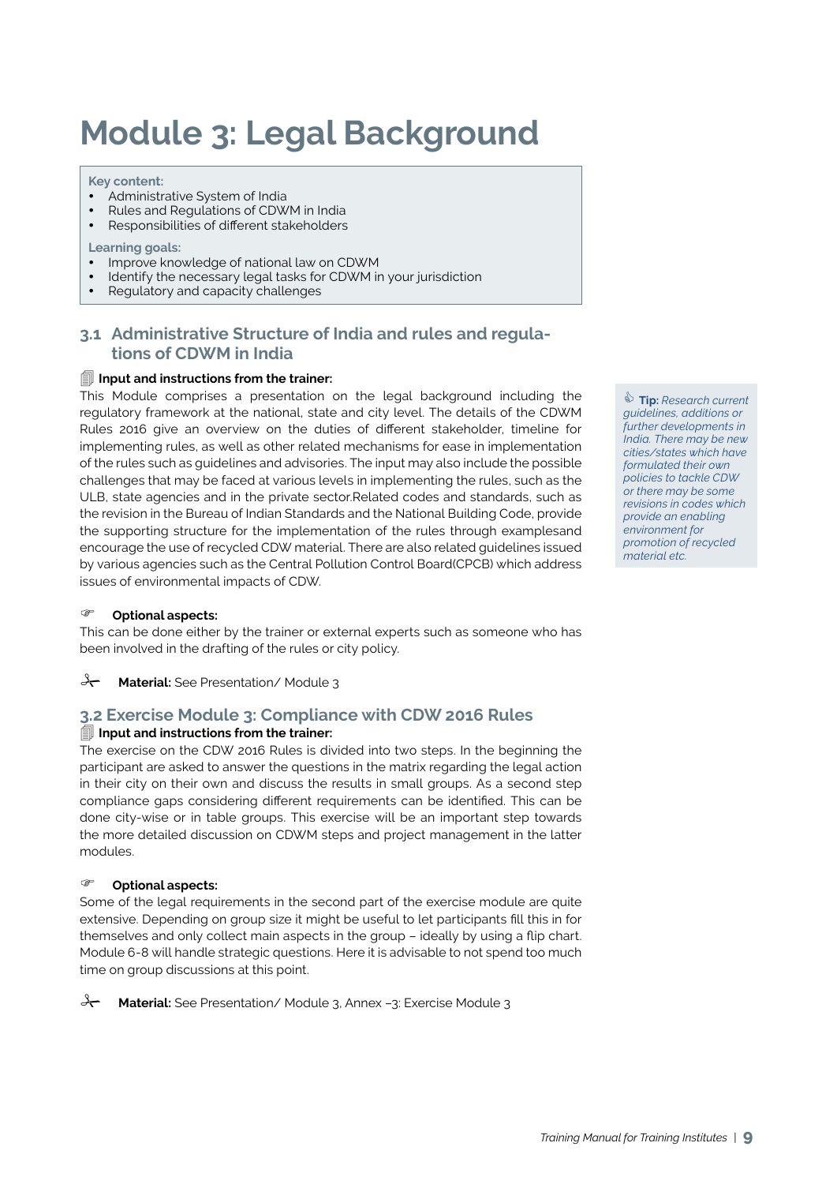# Module 3: Legal Background

**Key content:**
- Administrative System of India
- Rules and Regulations of CDWM in India
- Responsibilities of different stakeholders

**Learning goals:**
- Improve knowledge of national law on CDWM
- Identify the necessary legal tasks for CDWM in your jurisdiction
- Regulatory and capacity challenges

## 3.1 Administrative Structure of India and rules and regulations of CDWM in India

**Input and instructions from the trainer:**

This Module comprises a presentation on the legal background including the regulatory framework at the national, state and city level. The details of the CDWM Rules 2016 give an overview on the duties of different stakeholder, timeline for implementing rules, as well as other related mechanisms for ease in implementation of the rules such as guidelines and advisories. The input may also include the possible challenges that may be faced at various levels in implementing the rules, such as the ULB, state agencies and in the private sector.Related codes and standards, such as the revision in the Bureau of Indian Standards and the National Building Code, provide the supporting structure for the implementation of the rules through examplesand encourage the use of recycled CDW material. There are also related guidelines issued by various agencies such as the Central Pollution Control Board(CPCB) which address issues of environmental impacts of CDW.

**Tip:** *Research current guidelines, additions or further developments in India. There may be new cities/states which have formulated their own policies to tackle CDW or there may be some revisions in codes which provide an enabling environment for promotion of recycled material etc.*

**Optional aspects:**

This can be done either by the trainer or external experts such as someone who has been involved in the drafting of the rules or city policy.

**Material:** See Presentation/ Module 3

## 3.2 Exercise Module 3: Compliance with CDW 2016 Rules

**Input and instructions from the trainer:**

The exercise on the CDW 2016 Rules is divided into two steps. In the beginning the participant are asked to answer the questions in the matrix regarding the legal action in their city on their own and discuss the results in small groups. As a second step compliance gaps considering different requirements can be identified. This can be done city-wise or in table groups. This exercise will be an important step towards the more detailed discussion on CDWM steps and project management in the latter modules.

**Optional aspects:**

Some of the legal requirements in the second part of the exercise module are quite extensive. Depending on group size it might be useful to let participants fill this in for themselves and only collect main aspects in the group – ideally by using a flip chart. Module 6-8 will handle strategic questions. Here it is advisable to not spend too much time on group discussions at this point.

**Material:** See Presentation/ Module 3, Annex –3: Exercise Module 3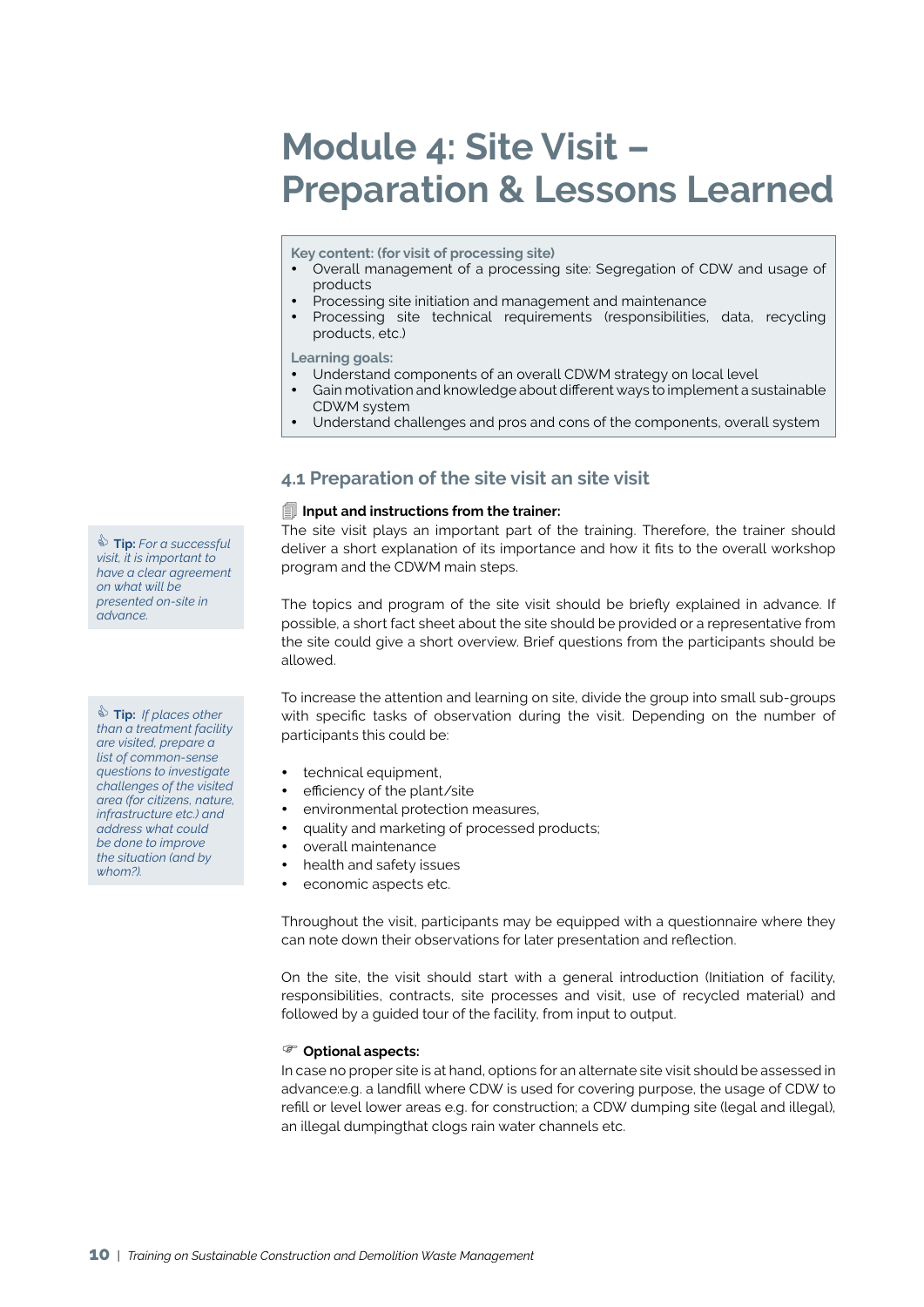# Module 4: Site Visit – Preparation & Lessons Learned

**Key content: (for visit of processing site)**

- Overall management of a processing site: Segregation of CDW and usage of products
- Processing site initiation and management and maintenance
- Processing site technical requirements (responsibilities, data, recycling products, etc.)

**Learning goals:**

- Understand components of an overall CDWM strategy on local level
- Gain motivation and knowledge about different ways to implement a sustainable CDWM system
- Understand challenges and pros and cons of the components, overall system

## 4.1 Preparation of the site visit an site visit

**Input and instructions from the trainer:**

The site visit plays an important part of the training. Therefore, the trainer should deliver a short explanation of its importance and how it fits to the overall workshop program and the CDWM main steps.

> **Tip:** *For a successful visit, it is important to have a clear agreement on what will be presented on-site in advance.*

The topics and program of the site visit should be briefly explained in advance. If possible, a short fact sheet about the site should be provided or a representative from the site could give a short overview. Brief questions from the participants should be allowed.

> **Tip:** *If places other than a treatment facility are visited, prepare a list of common-sense questions to investigate challenges of the visited area (for citizens, nature, infrastructure etc.) and address what could be done to improve the situation (and by whom?).*

To increase the attention and learning on site, divide the group into small sub-groups with specific tasks of observation during the visit. Depending on the number of participants this could be:

- technical equipment,
- efficiency of the plant/site
- environmental protection measures,
- quality and marketing of processed products;
- overall maintenance
- health and safety issues
- economic aspects etc.

Throughout the visit, participants may be equipped with a questionnaire where they can note down their observations for later presentation and reflection.

On the site, the visit should start with a general introduction (Initiation of facility, responsibilities, contracts, site processes and visit, use of recycled material) and followed by a guided tour of the facility, from input to output.

**Optional aspects:**

In case no proper site is at hand, options for an alternate site visit should be assessed in advance:e.g. a landfill where CDW is used for covering purpose, the usage of CDW to refill or level lower areas e.g. for construction; a CDW dumping site (legal and illegal), an illegal dumpingthat clogs rain water channels etc.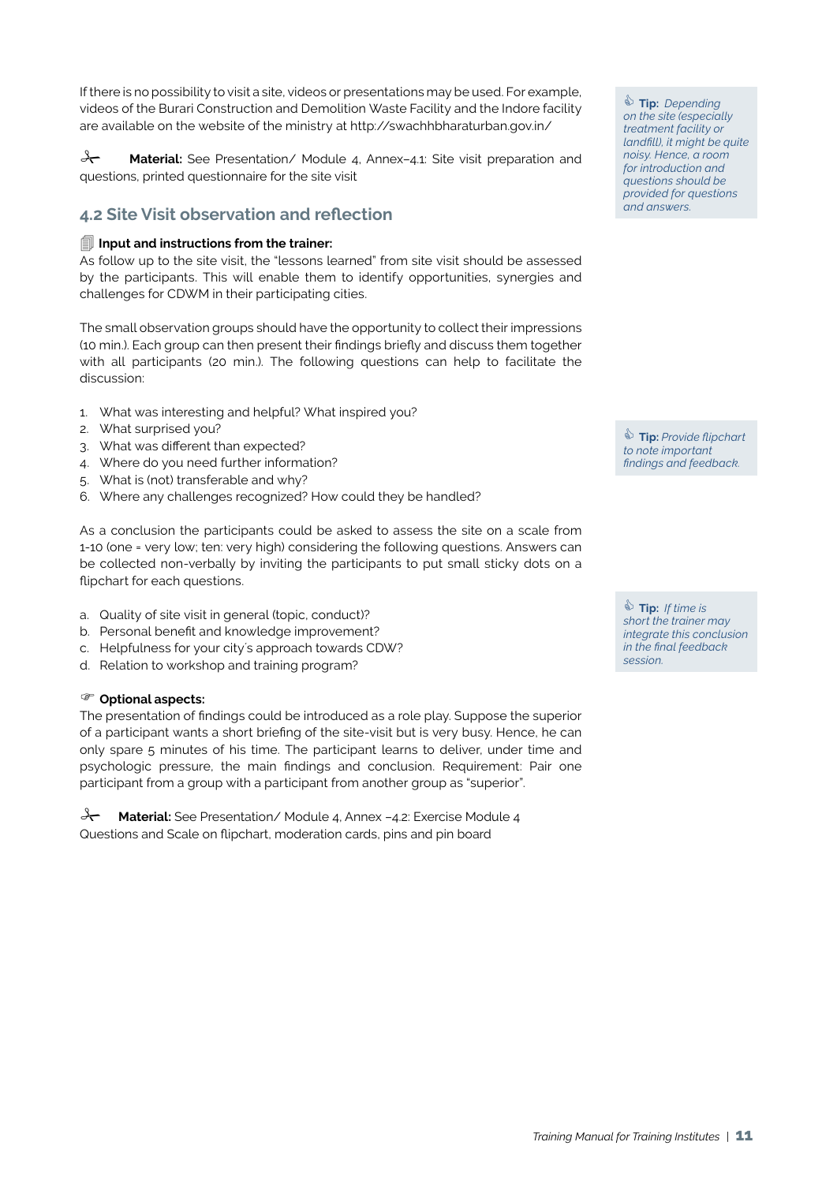If there is no possibility to visit a site, videos or presentations may be used. For example, videos of the Burari Construction and Demolition Waste Facility and the Indore facility are available on the website of the ministry at http://swachhbharaturban.gov.in/

**Material:** See Presentation/ Module 4, Annex–4.1: Site visit preparation and questions, printed questionnaire for the site visit

**Tip:** *Depending on the site (especially treatment facility or landfill), it might be quite noisy. Hence, a room for introduction and questions should be provided for questions and answers.*

## 4.2 Site Visit observation and reflection

**Input and instructions from the trainer:**

As follow up to the site visit, the "lessons learned" from site visit should be assessed by the participants. This will enable them to identify opportunities, synergies and challenges for CDWM in their participating cities.

The small observation groups should have the opportunity to collect their impressions (10 min.). Each group can then present their findings briefly and discuss them together with all participants (20 min.). The following questions can help to facilitate the discussion:

1. What was interesting and helpful? What inspired you?
2. What surprised you?
3. What was different than expected?
4. Where do you need further information?
5. What is (not) transferable and why?
6. Where any challenges recognized? How could they be handled?

**Tip:** *Provide flipchart to note important findings and feedback.*

As a conclusion the participants could be asked to assess the site on a scale from 1-10 (one = very low; ten: very high) considering the following questions. Answers can be collected non-verbally by inviting the participants to put small sticky dots on a flipchart for each questions.

a. Quality of site visit in general (topic, conduct)?
b. Personal benefit and knowledge improvement?
c. Helpfulness for your city's approach towards CDW?
d. Relation to workshop and training program?

**Tip:** *If time is short the trainer may integrate this conclusion in the final feedback session.*

**Optional aspects:**

The presentation of findings could be introduced as a role play. Suppose the superior of a participant wants a short briefing of the site-visit but is very busy. Hence, he can only spare 5 minutes of his time. The participant learns to deliver, under time and psychologic pressure, the main findings and conclusion. Requirement: Pair one participant from a group with a participant from another group as "superior".

**Material:** See Presentation/ Module 4, Annex –4.2: Exercise Module 4 Questions and Scale on flipchart, moderation cards, pins and pin board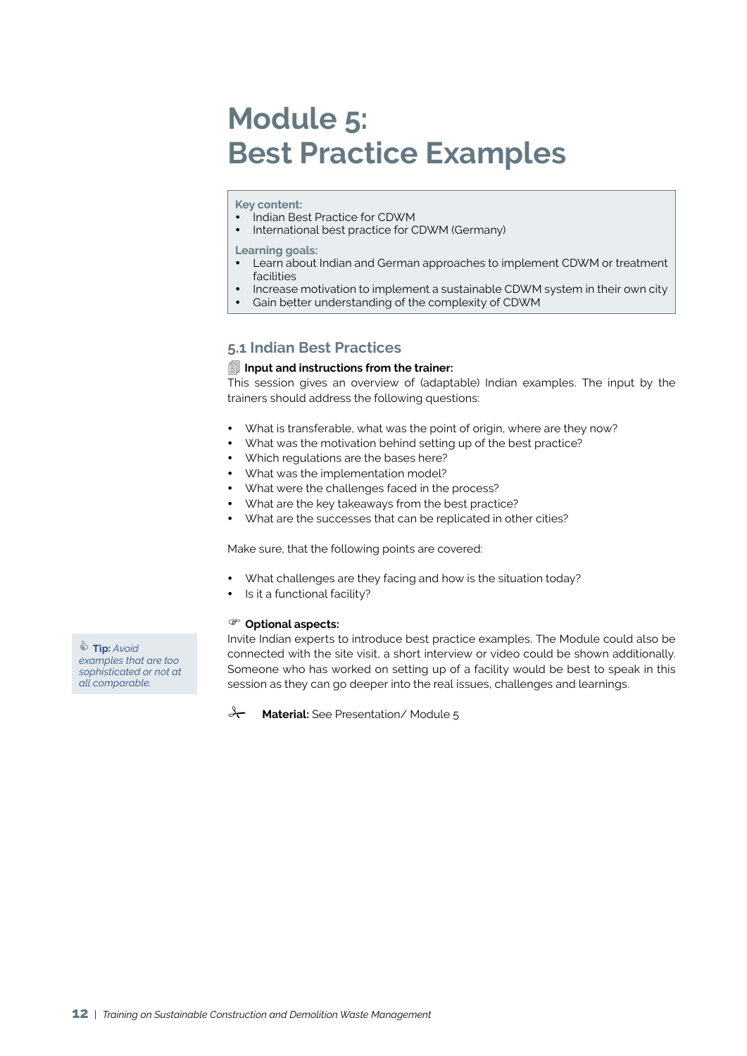# Module 5: Best Practice Examples

**Key content:**
- Indian Best Practice for CDWM
- International best practice for CDWM (Germany)

**Learning goals:**
- Learn about Indian and German approaches to implement CDWM or treatment facilities
- Increase motivation to implement a sustainable CDWM system in their own city
- Gain better understanding of the complexity of CDWM

## 5.1 Indian Best Practices

**Input and instructions from the trainer:**

This session gives an overview of (adaptable) Indian examples. The input by the trainers should address the following questions:

- What is transferable, what was the point of origin, where are they now?
- What was the motivation behind setting up of the best practice?
- Which regulations are the bases here?
- What was the implementation model?
- What were the challenges faced in the process?
- What are the key takeaways from the best practice?
- What are the successes that can be replicated in other cities?

Make sure, that the following points are covered:

- What challenges are they facing and how is the situation today?
- Is it a functional facility?

**Optional aspects:**

Invite Indian experts to introduce best practice examples. The Module could also be connected with the site visit, a short interview or video could be shown additionally. Someone who has worked on setting up of a facility would be best to speak in this session as they can go deeper into the real issues, challenges and learnings.

**Tip:** *Avoid examples that are too sophisticated or not at all comparable.*

**Material:** See Presentation/ Module 5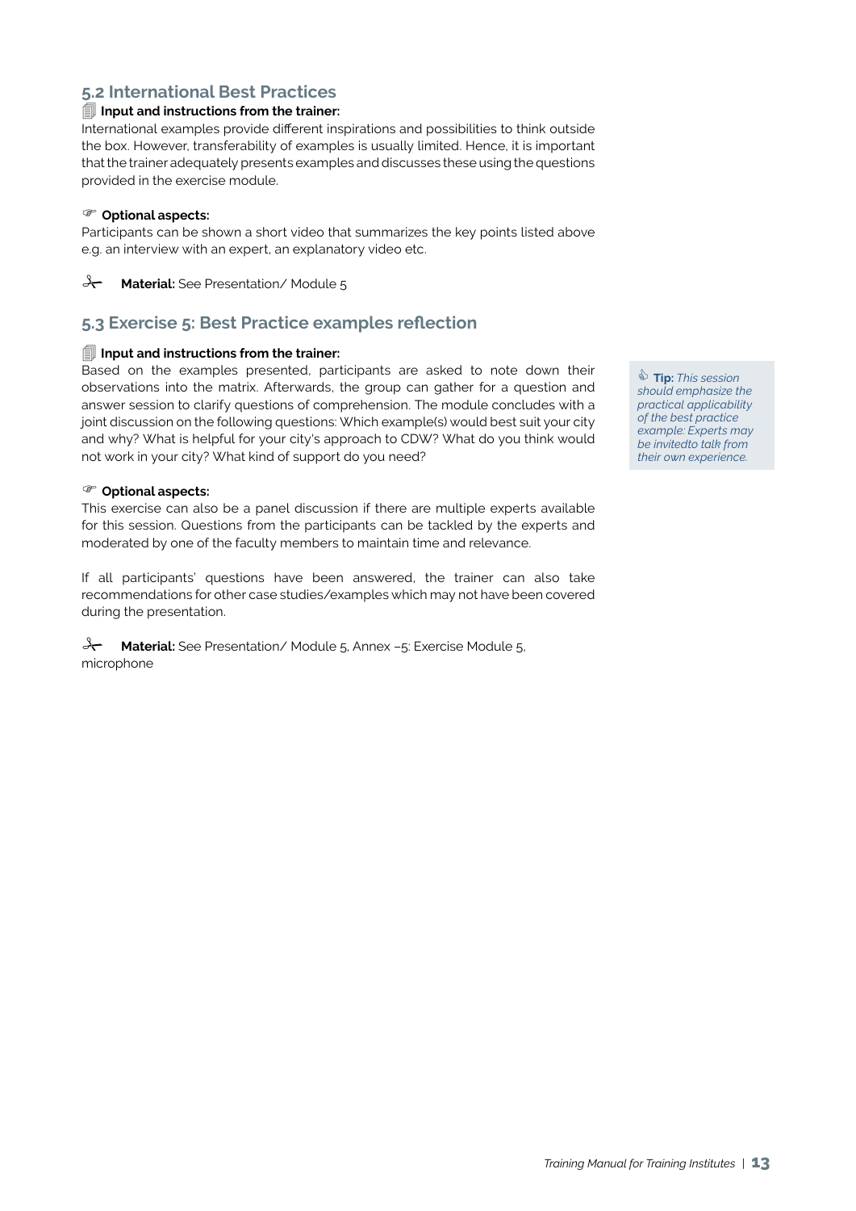## 5.2 International Best Practices

🗐 **Input and instructions from the trainer:**

International examples provide different inspirations and possibilities to think outside the box. However, transferability of examples is usually limited. Hence, it is important that the trainer adequately presents examples and discusses these using the questions provided in the exercise module.

☞ **Optional aspects:**

Participants can be shown a short video that summarizes the key points listed above e.g. an interview with an expert, an explanatory video etc.

✂ **Material:** See Presentation/ Module 5

## 5.3 Exercise 5: Best Practice examples reflection

🗐 **Input and instructions from the trainer:**

Based on the examples presented, participants are asked to note down their observations into the matrix. Afterwards, the group can gather for a question and answer session to clarify questions of comprehension. The module concludes with a joint discussion on the following questions: Which example(s) would best suit your city and why? What is helpful for your city's approach to CDW? What do you think would not work in your city? What kind of support do you need?

> **Tip:** *This session should emphasize the practical applicability of the best practice example: Experts may be invitedto talk from their own experience.*

☞ **Optional aspects:**

This exercise can also be a panel discussion if there are multiple experts available for this session. Questions from the participants can be tackled by the experts and moderated by one of the faculty members to maintain time and relevance.

If all participants' questions have been answered, the trainer can also take recommendations for other case studies/examples which may not have been covered during the presentation.

✂ **Material:** See Presentation/ Module 5, Annex –5: Exercise Module 5, microphone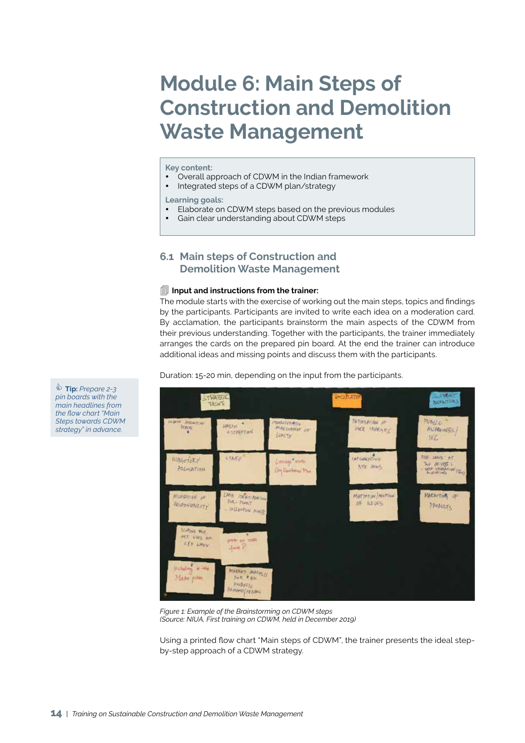# Module 6: Main Steps of Construction and Demolition Waste Management

**Key content:**

- Overall approach of CDWM in the Indian framework
- Integrated steps of a CDWM plan/strategy

**Learning goals:**

- Elaborate on CDWM steps based on the previous modules
- Gain clear understanding about CDWM steps

## 6.1 Main steps of Construction and Demolition Waste Management

**Input and instructions from the trainer:**

The module starts with the exercise of working out the main steps, topics and findings by the participants. Participants are invited to write each idea on a moderation card. By acclamation, the participants brainstorm the main aspects of the CDWM from their previous understanding. Together with the participants, the trainer immediately arranges the cards on the prepared pin board. At the end the trainer can introduce additional ideas and missing points and discuss them with the participants.

Duration: 15-20 min, depending on the input from the participants.

**Tip:** *Prepare 2-3 pin boards with the main headlines from the flow chart "Main Steps towards CDWM strategy" in advance.*

*Figure 1: Example of the Brainstorming on CDWM steps (Source: NIUA, First training on CDWM, held in December 2019)*

Using a printed flow chart "Main steps of CDWM", the trainer presents the ideal step-by-step approach of a CDWM strategy.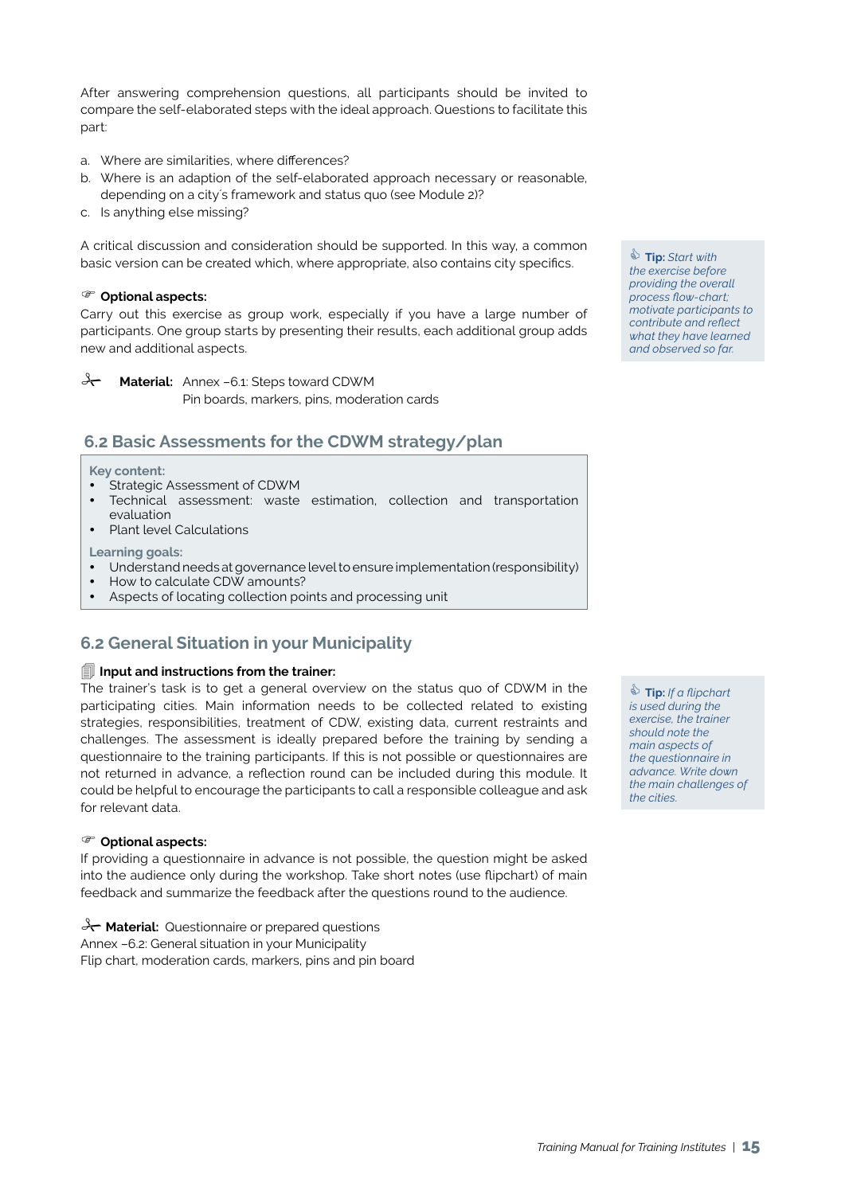After answering comprehension questions, all participants should be invited to compare the self-elaborated steps with the ideal approach. Questions to facilitate this part:

a. Where are similarities, where differences?
b. Where is an adaption of the self-elaborated approach necessary or reasonable, depending on a city´s framework and status quo (see Module 2)?
c. Is anything else missing?

A critical discussion and consideration should be supported. In this way, a common basic version can be created which, where appropriate, also contains city specifics.

> **Tip:** *Start with the exercise before providing the overall process flow-chart; motivate participants to contribute and reflect what they have learned and observed so far.*

☞ **Optional aspects:**

Carry out this exercise as group work, especially if you have a large number of participants. One group starts by presenting their results, each additional group adds new and additional aspects.

**Material:** Annex –6.1: Steps toward CDWM
Pin boards, markers, pins, moderation cards

## 6.2 Basic Assessments for the CDWM strategy/plan

**Key content:**

- Strategic Assessment of CDWM
- Technical assessment: waste estimation, collection and transportation evaluation
- Plant level Calculations

**Learning goals:**

- Understand needs at governance level to ensure implementation (responsibility)
- How to calculate CDW amounts?
- Aspects of locating collection points and processing unit

## 6.2 General Situation in your Municipality

**Input and instructions from the trainer:**

The trainer's task is to get a general overview on the status quo of CDWM in the participating cities. Main information needs to be collected related to existing strategies, responsibilities, treatment of CDW, existing data, current restraints and challenges. The assessment is ideally prepared before the training by sending a questionnaire to the training participants. If this is not possible or questionnaires are not returned in advance, a reflection round can be included during this module. It could be helpful to encourage the participants to call a responsible colleague and ask for relevant data.

> **Tip:** *If a flipchart is used during the exercise, the trainer should note the main aspects of the questionnaire in advance. Write down the main challenges of the cities.*

☞ **Optional aspects:**

If providing a questionnaire in advance is not possible, the question might be asked into the audience only during the workshop. Take short notes (use flipchart) of main feedback and summarize the feedback after the questions round to the audience.

**Material:** Questionnaire or prepared questions
Annex –6.2: General situation in your Municipality
Flip chart, moderation cards, markers, pins and pin board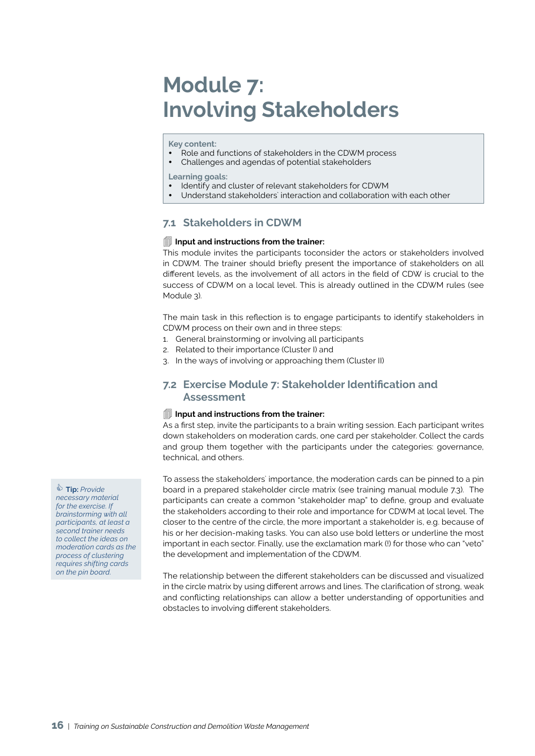# Module 7: Involving Stakeholders

**Key content:**
- Role and functions of stakeholders in the CDWM process
- Challenges and agendas of potential stakeholders

**Learning goals:**
- Identify and cluster of relevant stakeholders for CDWM
- Understand stakeholders` interaction and collaboration with each other

## 7.1 Stakeholders in CDWM

**Input and instructions from the trainer:**
This module invites the participants toconsider the actors or stakeholders involved in CDWM. The trainer should briefly present the importance of stakeholders on all different levels, as the involvement of all actors in the field of CDW is crucial to the success of CDWM on a local level. This is already outlined in the CDWM rules (see Module 3).

The main task in this reflection is to engage participants to identify stakeholders in CDWM process on their own and in three steps:

1. General brainstorming or involving all participants
2. Related to their importance (Cluster I) and
3. In the ways of involving or approaching them (Cluster II)

## 7.2 Exercise Module 7: Stakeholder Identification and Assessment

**Input and instructions from the trainer:**
As a first step, invite the participants to a brain writing session. Each participant writes down stakeholders on moderation cards, one card per stakeholder. Collect the cards and group them together with the participants under the categories: governance, technical, and others.

> **Tip:** *Provide necessary material for the exercise. If brainstorming with all participants, at least a second trainer needs to collect the ideas on moderation cards as the process of clustering requires shifting cards on the pin board.*

To assess the stakeholders` importance, the moderation cards can be pinned to a pin board in a prepared stakeholder circle matrix (see training manual module 7.3). The participants can create a common "stakeholder map" to define, group and evaluate the stakeholders according to their role and importance for CDWM at local level. The closer to the centre of the circle, the more important a stakeholder is, e.g. because of his or her decision-making tasks. You can also use bold letters or underline the most important in each sector. Finally, use the exclamation mark (!) for those who can "veto" the development and implementation of the CDWM.

The relationship between the different stakeholders can be discussed and visualized in the circle matrix by using different arrows and lines. The clarification of strong, weak and conflicting relationships can allow a better understanding of opportunities and obstacles to involving different stakeholders.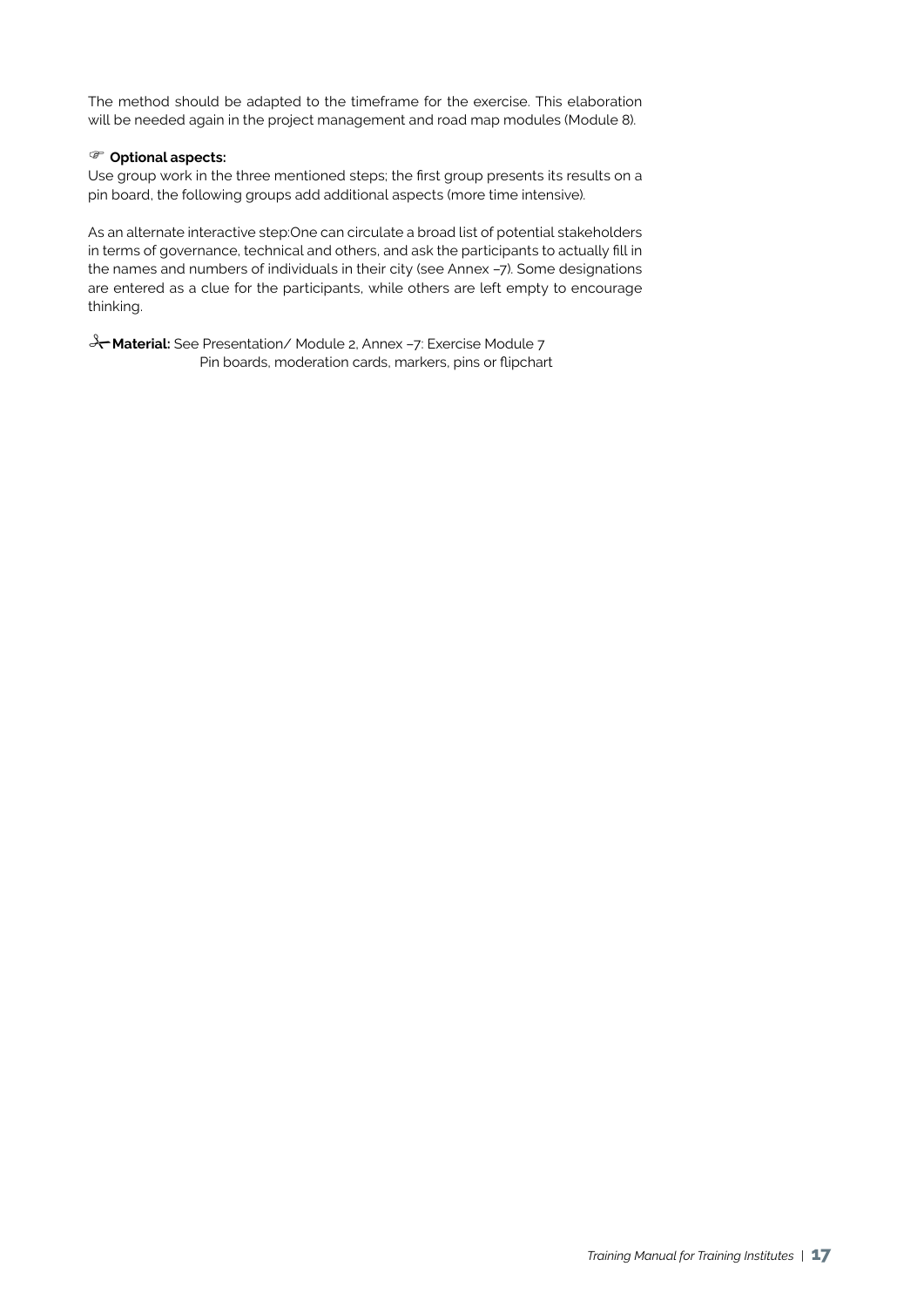The method should be adapted to the timeframe for the exercise. This elaboration will be needed again in the project management and road map modules (Module 8).

☞ **Optional aspects:**

Use group work in the three mentioned steps; the first group presents its results on a pin board, the following groups add additional aspects (more time intensive).

As an alternate interactive step:One can circulate a broad list of potential stakeholders in terms of governance, technical and others, and ask the participants to actually fill in the names and numbers of individuals in their city (see Annex –7). Some designations are entered as a clue for the participants, while others are left empty to encourage thinking.

✂ **Material:** See Presentation/ Module 2, Annex –7: Exercise Module 7
Pin boards, moderation cards, markers, pins or flipchart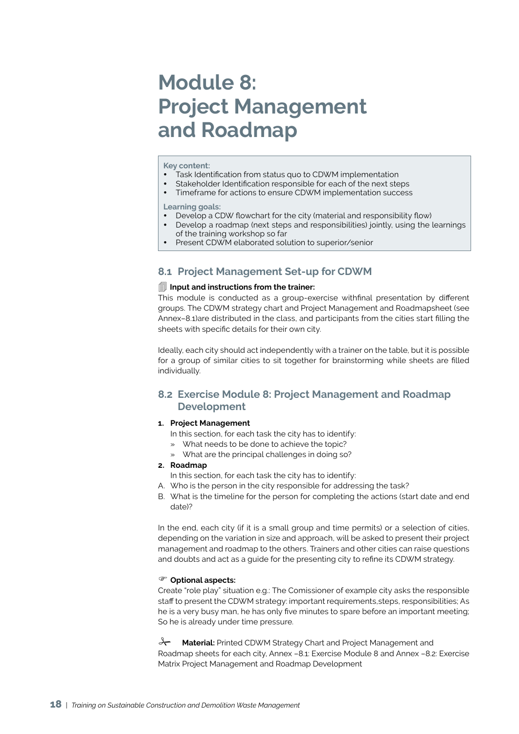# Module 8: Project Management and Roadmap

**Key content:**

- Task Identification from status quo to CDWM implementation
- Stakeholder Identification responsible for each of the next steps
- Timeframe for actions to ensure CDWM implementation success

**Learning goals:**

- Develop a CDW flowchart for the city (material and responsibility flow)
- Develop a roadmap (next steps and responsibilities) jointly, using the learnings of the training workshop so far
- Present CDWM elaborated solution to superior/senior

## 8.1 Project Management Set-up for CDWM

**Input and instructions from the trainer:**

This module is conducted as a group-exercise withfinal presentation by different groups. The CDWM strategy chart and Project Management and Roadmapsheet (see Annex–8.1)are distributed in the class, and participants from the cities start filling the sheets with specific details for their own city.

Ideally, each city should act independently with a trainer on the table, but it is possible for a group of similar cities to sit together for brainstorming while sheets are filled individually.

## 8.2 Exercise Module 8: Project Management and Roadmap Development

1. **Project Management**

   In this section, for each task the city has to identify:

   » What needs to be done to achieve the topic?

   » What are the principal challenges in doing so?

2. **Roadmap**

   In this section, for each task the city has to identify:

A. Who is the person in the city responsible for addressing the task?

B. What is the timeline for the person for completing the actions (start date and end date)?

In the end, each city (if it is a small group and time permits) or a selection of cities, depending on the variation in size and approach, will be asked to present their project management and roadmap to the others. Trainers and other cities can raise questions and doubts and act as a guide for the presenting city to refine its CDWM strategy.

**Optional aspects:**

Create "role play" situation e.g.: The Comissioner of example city asks the responsible staff to present the CDWM strategy: important requirements,steps, responsibilities; As he is a very busy man, he has only five minutes to spare before an important meeting; So he is already under time pressure.

**Material:** Printed CDWM Strategy Chart and Project Management and Roadmap sheets for each city, Annex –8.1: Exercise Module 8 and Annex –8.2: Exercise Matrix Project Management and Roadmap Development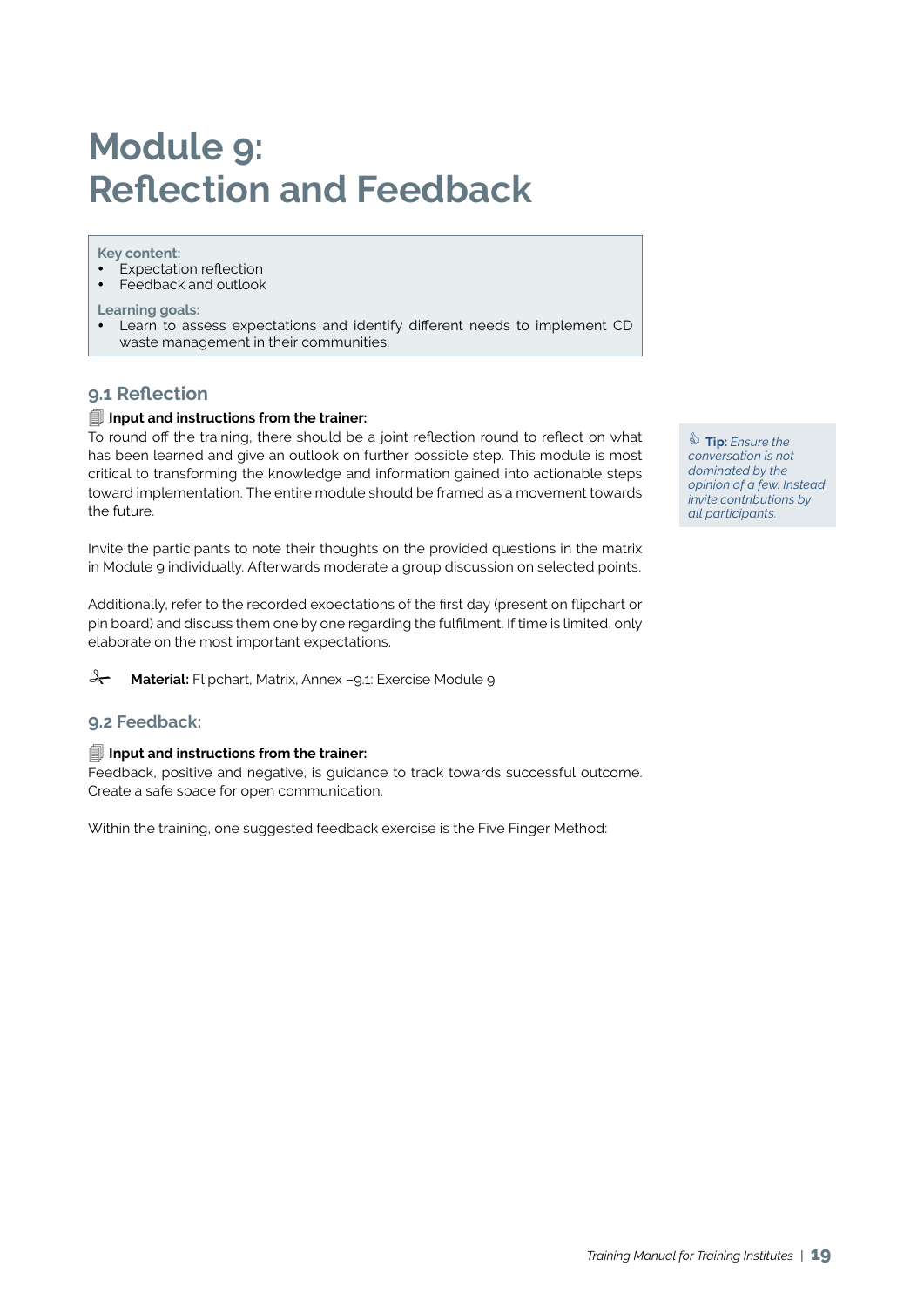# Module 9: Reflection and Feedback

**Key content:**

- Expectation reflection
- Feedback and outlook

**Learning goals:**

- Learn to assess expectations and identify different needs to implement CD waste management in their communities.

## 9.1 Reflection

**Input and instructions from the trainer:**

To round off the training, there should be a joint reflection round to reflect on what has been learned and give an outlook on further possible step. This module is most critical to transforming the knowledge and information gained into actionable steps toward implementation. The entire module should be framed as a movement towards the future.

Invite the participants to note their thoughts on the provided questions in the matrix in Module 9 individually. Afterwards moderate a group discussion on selected points.

Additionally, refer to the recorded expectations of the first day (present on flipchart or pin board) and discuss them one by one regarding the fulfilment. If time is limited, only elaborate on the most important expectations.

**Material:** Flipchart, Matrix, Annex –9.1: Exercise Module 9

**Tip:** *Ensure the conversation is not dominated by the opinion of a few. Instead invite contributions by all participants.*

## 9.2 Feedback:

**Input and instructions from the trainer:**

Feedback, positive and negative, is guidance to track towards successful outcome. Create a safe space for open communication.

Within the training, one suggested feedback exercise is the Five Finger Method: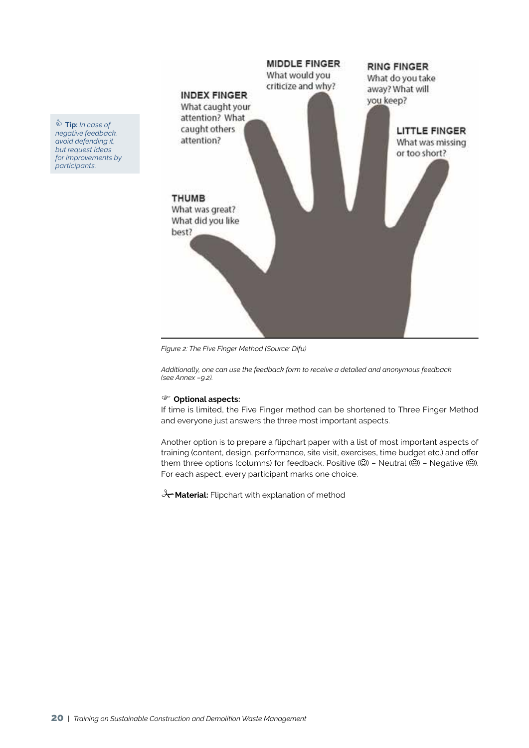**Tip:** *In case of negative feedback, avoid defending it, but request ideas for improvements by participants.*

**THUMB**
What was great? What did you like best?

**INDEX FINGER**
What caught your attention? What caught others attention?

**MIDDLE FINGER**
What would you criticize and why?

**RING FINGER**
What do you take away? What will you keep?

**LITTLE FINGER**
What was missing or too short?

*Figure 2: The Five Finger Method (Source: Difu)*

*Additionally, one can use the feedback form to receive a detailed and anonymous feedback (see Annex –9.2).*

**Optional aspects:**
If time is limited, the Five Finger method can be shortened to Three Finger Method and everyone just answers the three most important aspects.

Another option is to prepare a flipchart paper with a list of most important aspects of training (content, design, performance, site visit, exercises, time budget etc.) and offer them three options (columns) for feedback. Positive (☺) – Neutral (😐) – Negative (☹). For each aspect, every participant marks one choice.

**Material:** Flipchart with explanation of method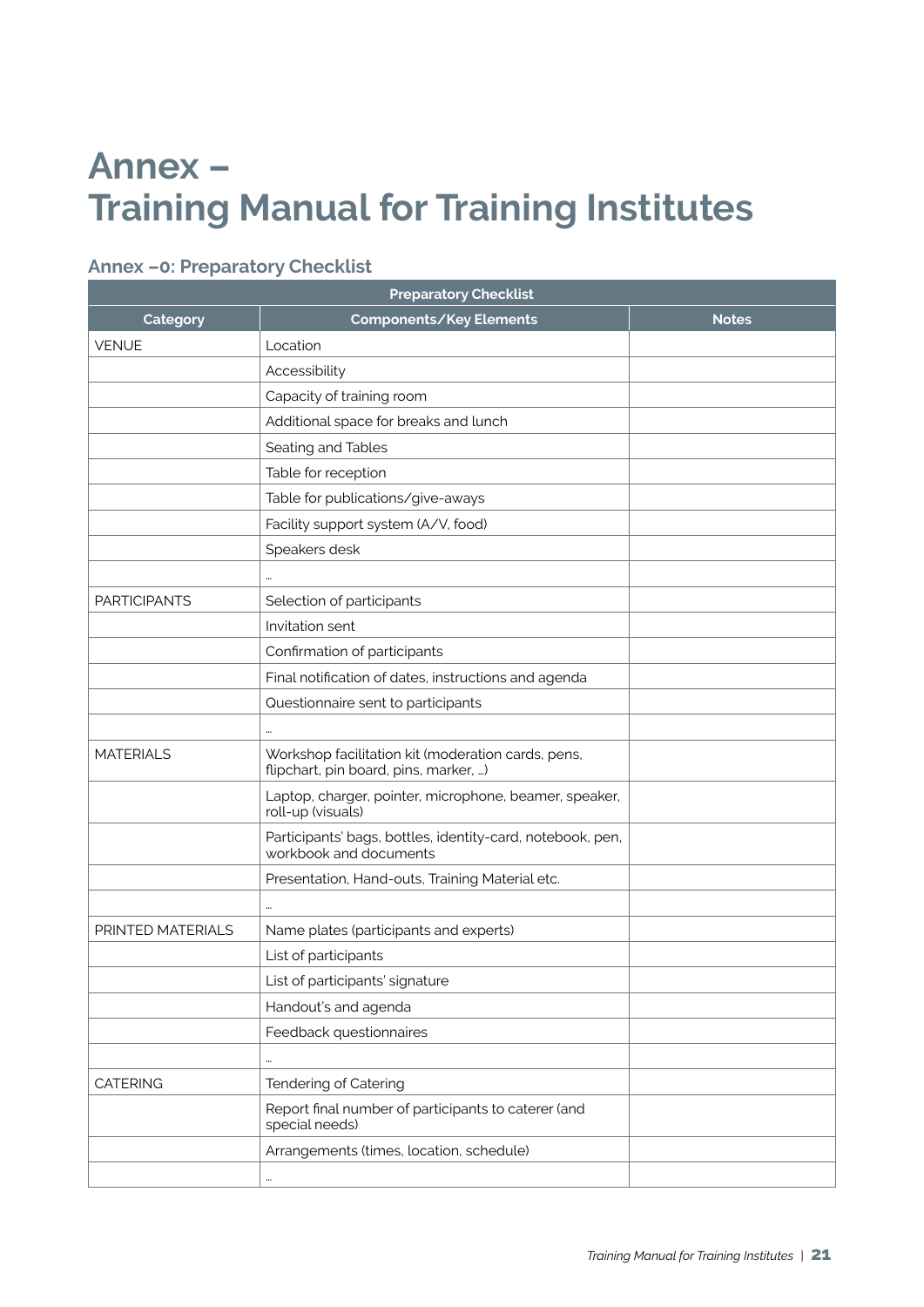# Annex – Training Manual for Training Institutes

## Annex –0: Preparatory Checklist

| Preparatory Checklist | | |
|---|---|---|
| **Category** | **Components/Key Elements** | **Notes** |
| VENUE | Location | |
| | Accessibility | |
| | Capacity of training room | |
| | Additional space for breaks and lunch | |
| | Seating and Tables | |
| | Table for reception | |
| | Table for publications/give-aways | |
| | Facility support system (A/V, food) | |
| | Speakers desk | |
| | ... | |
| PARTICIPANTS | Selection of participants | |
| | Invitation sent | |
| | Confirmation of participants | |
| | Final notification of dates, instructions and agenda | |
| | Questionnaire sent to participants | |
| | ... | |
| MATERIALS | Workshop facilitation kit (moderation cards, pens, flipchart, pin board, pins, marker, ...) | |
| | Laptop, charger, pointer, microphone, beamer, speaker, roll-up (visuals) | |
| | Participants' bags, bottles, identity-card, notebook, pen, workbook and documents | |
| | Presentation, Hand-outs, Training Material etc. | |
| | ... | |
| PRINTED MATERIALS | Name plates (participants and experts) | |
| | List of participants | |
| | List of participants' signature | |
| | Handout's and agenda | |
| | Feedback questionnaires | |
| | ... | |
| CATERING | Tendering of Catering | |
| | Report final number of participants to caterer (and special needs) | |
| | Arrangements (times, location, schedule) | |
| | ... | |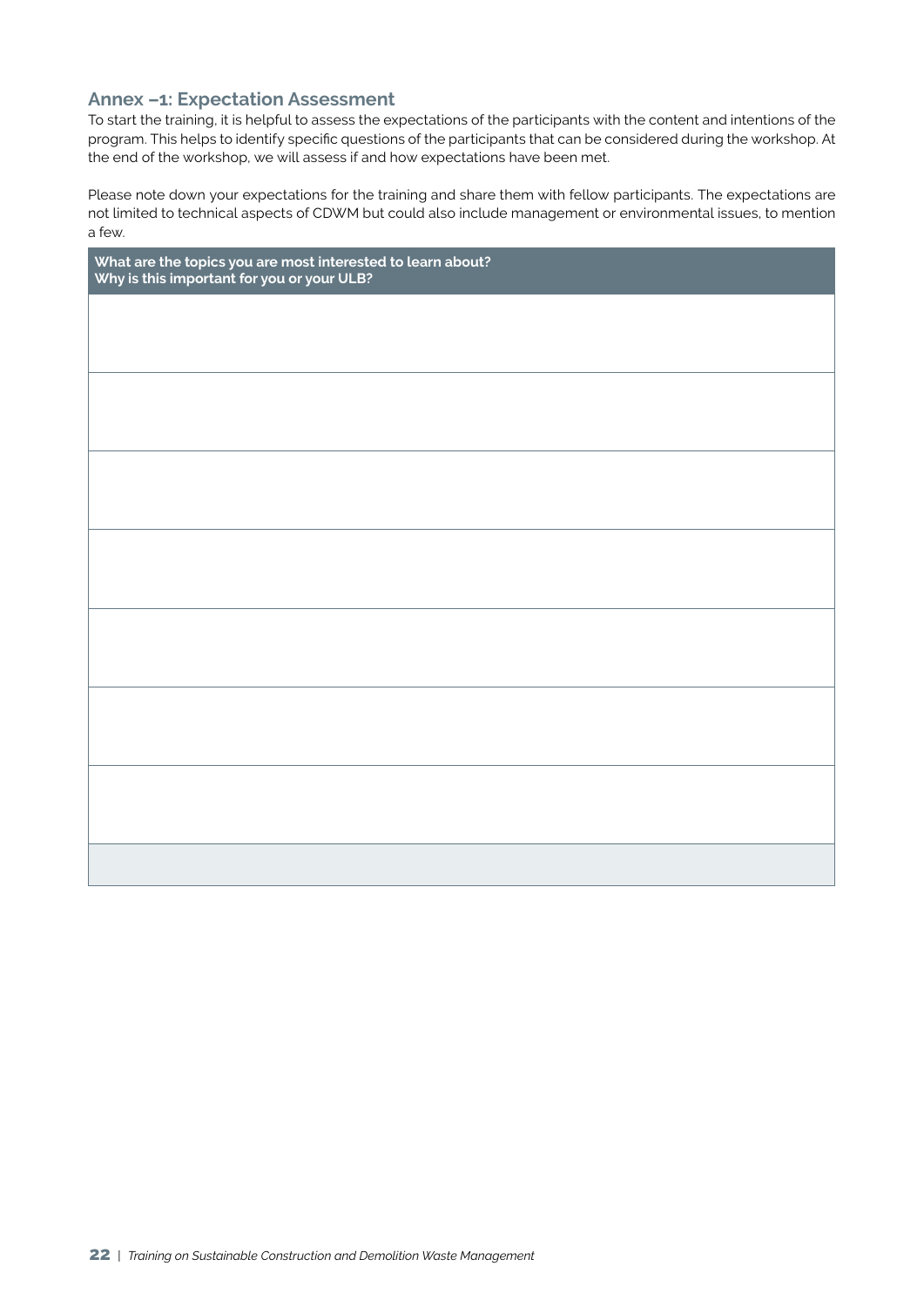## Annex –1: Expectation Assessment

To start the training, it is helpful to assess the expectations of the participants with the content and intentions of the program. This helps to identify specific questions of the participants that can be considered during the workshop. At the end of the workshop, we will assess if and how expectations have been met.

Please note down your expectations for the training and share them with fellow participants. The expectations are not limited to technical aspects of CDWM but could also include management or environmental issues, to mention a few.

| What are the topics you are most interested to learn about?<br>Why is this important for you or your ULB? |
|---|
| |
| |
| |
| |
| |
| |
| |
| |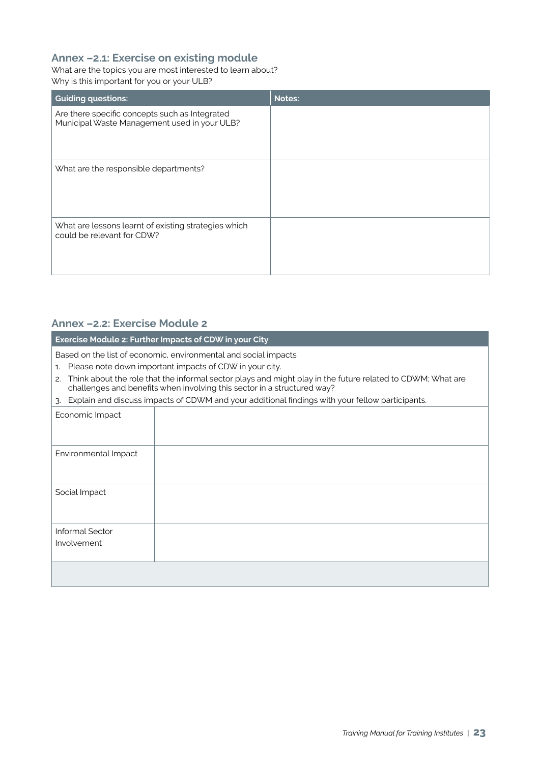## Annex –2.1: Exercise on existing module

What are the topics you are most interested to learn about?
Why is this important for you or your ULB?

| Guiding questions: | Notes: |
|---|---|
| Are there specific concepts such as Integrated Municipal Waste Management used in your ULB? | |
| What are the responsible departments? | |
| What are lessons learnt of existing strategies which could be relevant for CDW? | |

## Annex –2.2: Exercise Module 2

| Exercise Module 2: Further Impacts of CDW in your City | |
|---|---|
| Based on the list of economic, environmental and social impacts<br>1. Please note down important impacts of CDW in your city.<br>2. Think about the role that the informal sector plays and might play in the future related to CDWM; What are challenges and benefits when involving this sector in a structured way?<br>3. Explain and discuss impacts of CDWM and your additional findings with your fellow participants. | |
| Economic Impact | |
| Environmental Impact | |
| Social Impact | |
| Informal Sector Involvement | |
| | |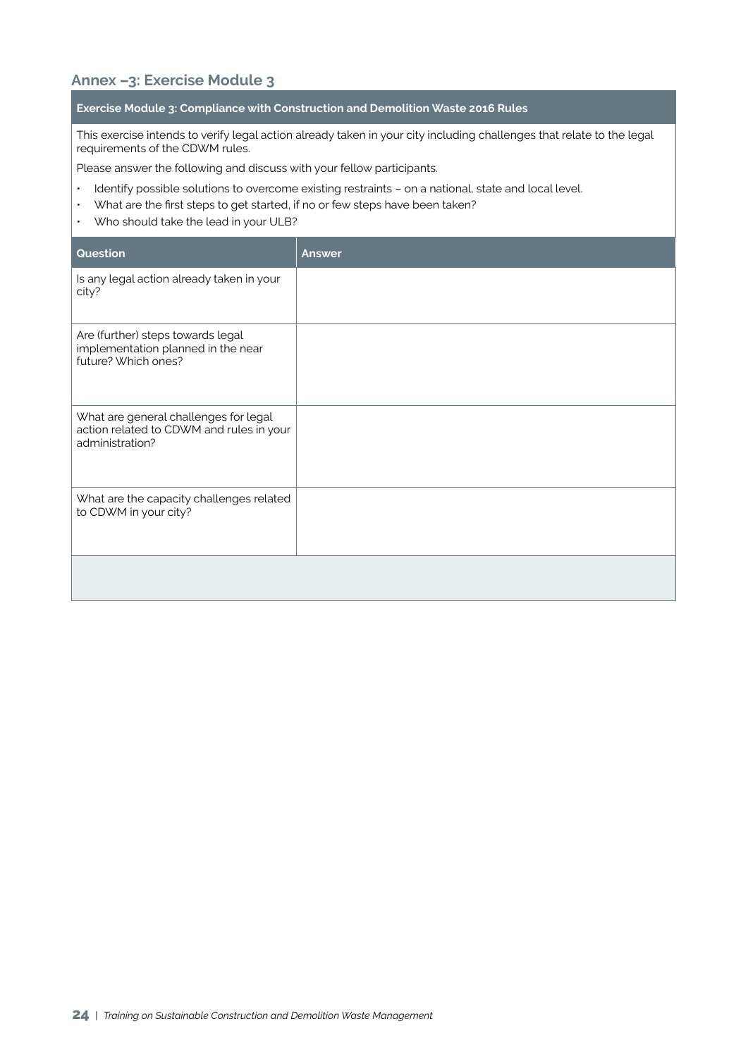## Annex –3: Exercise Module 3

**Exercise Module 3: Compliance with Construction and Demolition Waste 2016 Rules**

This exercise intends to verify legal action already taken in your city including challenges that relate to the legal requirements of the CDWM rules.

Please answer the following and discuss with your fellow participants.

- Identify possible solutions to overcome existing restraints – on a national, state and local level.
- What are the first steps to get started, if no or few steps have been taken?
- Who should take the lead in your ULB?

| Question | Answer |
|---|---|
| Is any legal action already taken in your city? | |
| Are (further) steps towards legal implementation planned in the near future? Which ones? | |
| What are general challenges for legal action related to CDWM and rules in your administration? | |
| What are the capacity challenges related to CDWM in your city? | |
| | |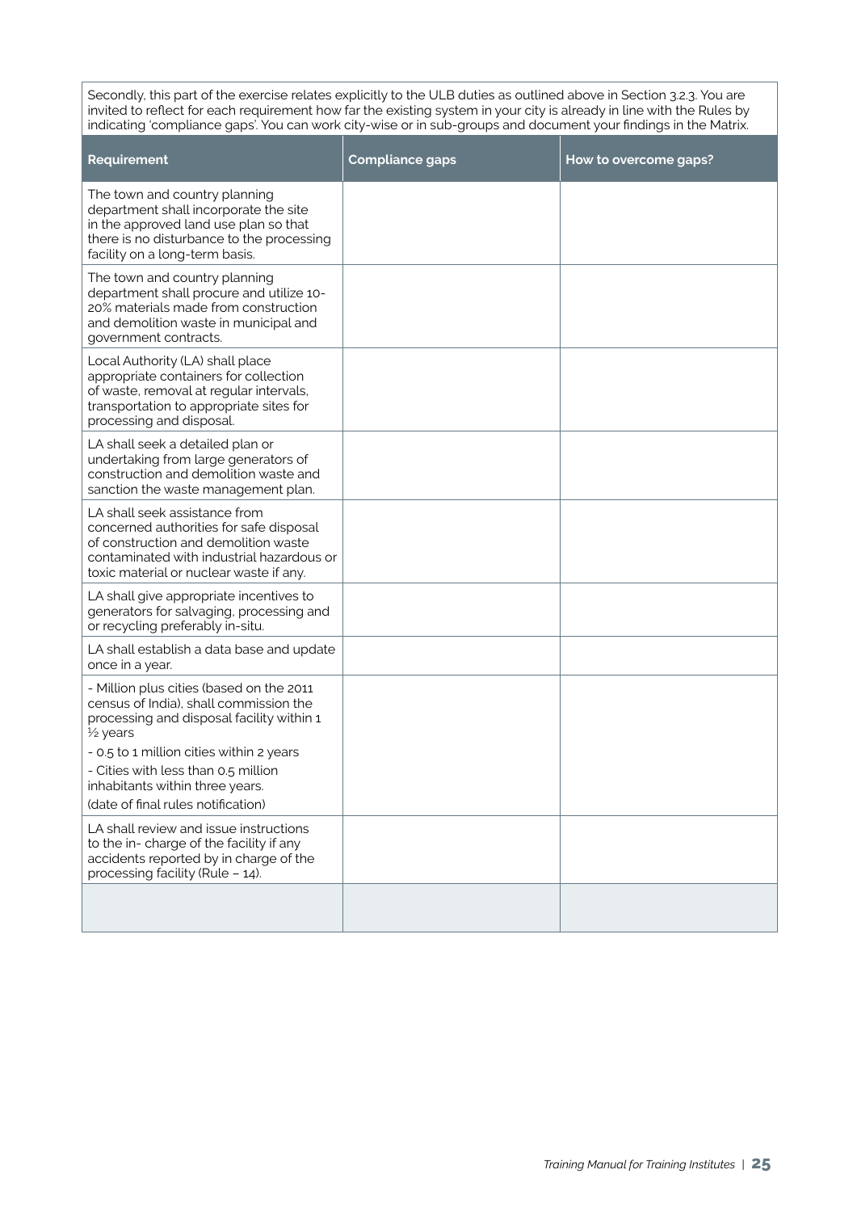Secondly, this part of the exercise relates explicitly to the ULB duties as outlined above in Section 3.2.3. You are invited to reflect for each requirement how far the existing system in your city is already in line with the Rules by indicating 'compliance gaps'. You can work city-wise or in sub-groups and document your findings in the Matrix.

| Requirement | Compliance gaps | How to overcome gaps? |
| --- | --- | --- |
| The town and country planning department shall incorporate the site in the approved land use plan so that there is no disturbance to the processing facility on a long-term basis. | | |
| The town and country planning department shall procure and utilize 10-20% materials made from construction and demolition waste in municipal and government contracts. | | |
| Local Authority (LA) shall place appropriate containers for collection of waste, removal at regular intervals, transportation to appropriate sites for processing and disposal. | | |
| LA shall seek a detailed plan or undertaking from large generators of construction and demolition waste and sanction the waste management plan. | | |
| LA shall seek assistance from concerned authorities for safe disposal of construction and demolition waste contaminated with industrial hazardous or toxic material or nuclear waste if any. | | |
| LA shall give appropriate incentives to generators for salvaging, processing and or recycling preferably in-situ. | | |
| LA shall establish a data base and update once in a year. | | |
| - Million plus cities (based on the 2011 census of India), shall commission the processing and disposal facility within 1 ½ years<br>- 0.5 to 1 million cities within 2 years<br>- Cities with less than 0.5 million inhabitants within three years.<br>(date of final rules notification) | | |
| LA shall review and issue instructions to the in- charge of the facility if any accidents reported by in charge of the processing facility (Rule – 14). | | |
| | | |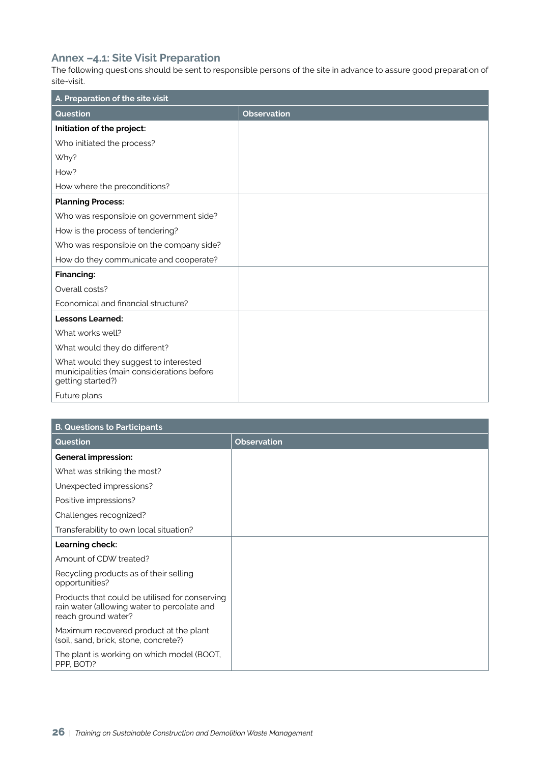### Annex –4.1: Site Visit Preparation

The following questions should be sent to responsible persons of the site in advance to assure good preparation of site-visit.

| A. Preparation of the site visit | |
|---|---|
| **Question** | **Observation** |
| **Initiation of the project:** | |
| Who initiated the process? | |
| Why? | |
| How? | |
| How where the preconditions? | |
| **Planning Process:** | |
| Who was responsible on government side? | |
| How is the process of tendering? | |
| Who was responsible on the company side? | |
| How do they communicate and cooperate? | |
| **Financing:** | |
| Overall costs? | |
| Economical and financial structure? | |
| **Lessons Learned:** | |
| What works well? | |
| What would they do different? | |
| What would they suggest to interested municipalities (main considerations before getting started?) | |
| Future plans | |

| B. Questions to Participants | |
|---|---|
| **Question** | **Observation** |
| **General impression:** | |
| What was striking the most? | |
| Unexpected impressions? | |
| Positive impressions? | |
| Challenges recognized? | |
| Transferability to own local situation? | |
| **Learning check:** | |
| Amount of CDW treated? | |
| Recycling products as of their selling opportunities? | |
| Products that could be utilised for conserving rain water (allowing water to percolate and reach ground water? | |
| Maximum recovered product at the plant (soil, sand, brick, stone, concrete?) | |
| The plant is working on which model (BOOT, PPP, BOT)? | |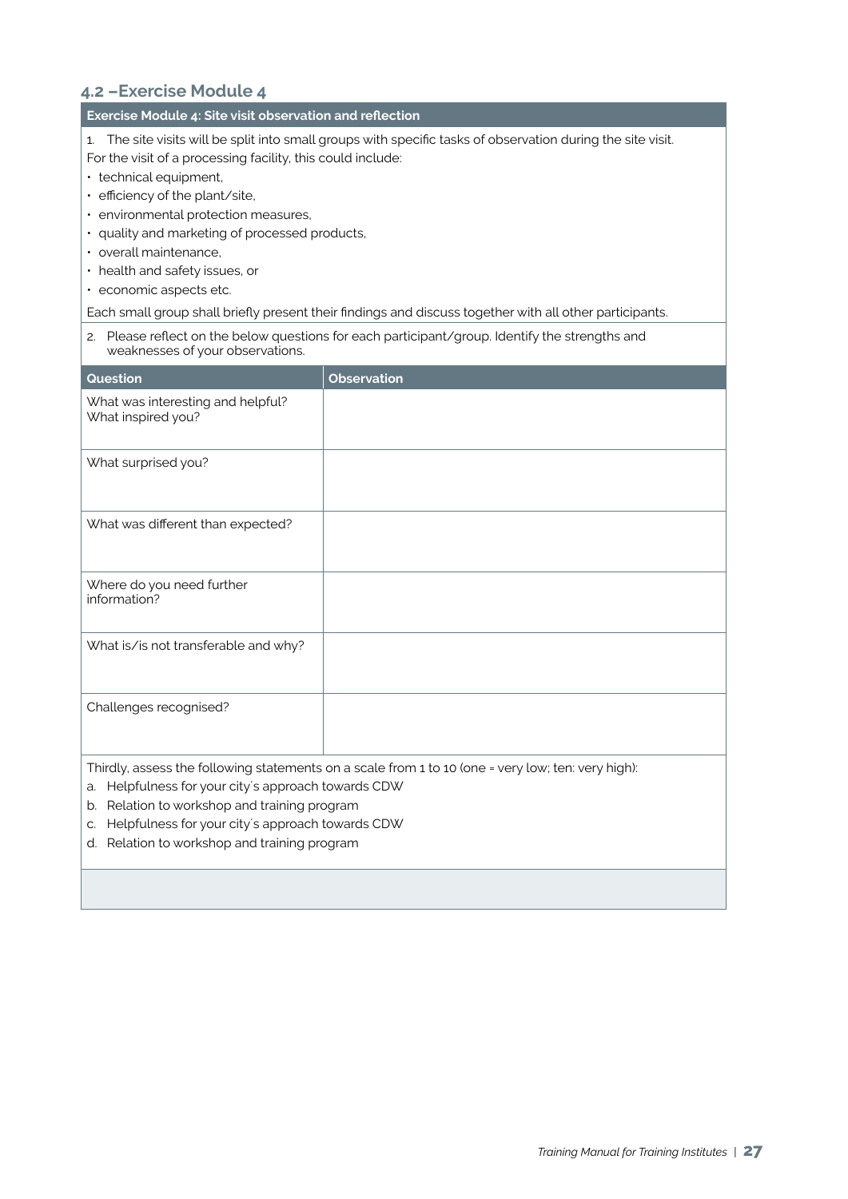## 4.2 –Exercise Module 4

**Exercise Module 4: Site visit observation and reflection**

1. The site visits will be split into small groups with specific tasks of observation during the site visit.

For the visit of a processing facility, this could include:

- technical equipment,
- efficiency of the plant/site,
- environmental protection measures,
- quality and marketing of processed products,
- overall maintenance,
- health and safety issues, or
- economic aspects etc.

Each small group shall briefly present their findings and discuss together with all other participants.

2. Please reflect on the below questions for each participant/group. Identify the strengths and weaknesses of your observations.

| Question | Observation |
|---|---|
| What was interesting and helpful? What inspired you? | |
| What surprised you? | |
| What was different than expected? | |
| Where do you need further information? | |
| What is/is not transferable and why? | |
| Challenges recognised? | |

Thirdly, assess the following statements on a scale from 1 to 10 (one = very low; ten: very high):

a. Helpfulness for your city´s approach towards CDW
b. Relation to workshop and training program
c. Helpfulness for your city´s approach towards CDW
d. Relation to workshop and training program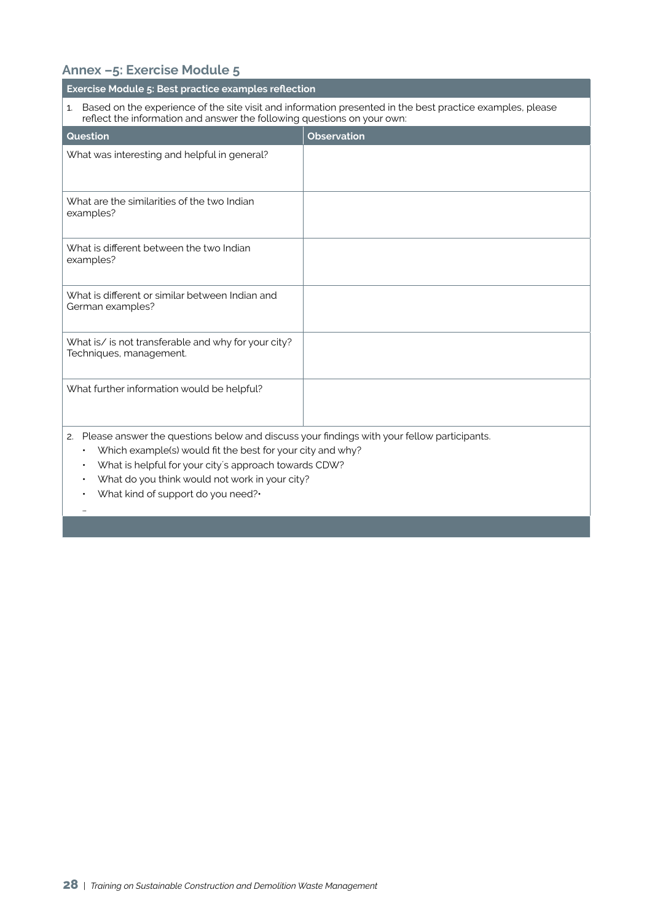## Annex –5: Exercise Module 5

**Exercise Module 5: Best practice examples reflection**

1. Based on the experience of the site visit and information presented in the best practice examples, please reflect the information and answer the following questions on your own:

| Question | Observation |
|---|---|
| What was interesting and helpful in general? | |
| What are the similarities of the two Indian examples? | |
| What is different between the two Indian examples? | |
| What is different or similar between Indian and German examples? | |
| What is/ is not transferable and why for your city? Techniques, management. | |
| What further information would be helpful? | |

2. Please answer the questions below and discuss your findings with your fellow participants.
   - Which example(s) would fit the best for your city and why?
   - What is helpful for your city´s approach towards CDW?
   - What do you think would not work in your city?
   - What kind of support do you need?•

   ...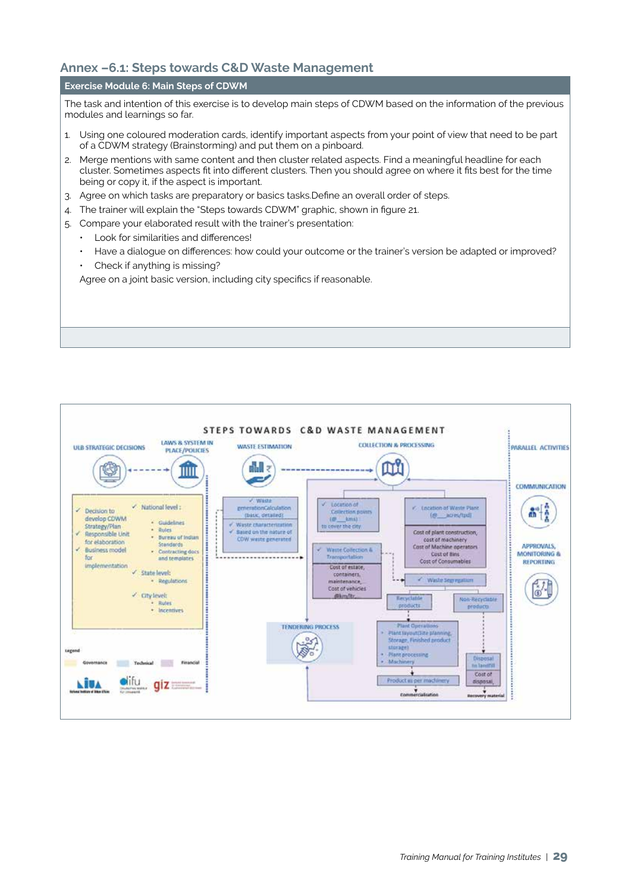## Annex –6.1: Steps towards C&D Waste Management

**Exercise Module 6: Main Steps of CDWM**

The task and intention of this exercise is to develop main steps of CDWM based on the information of the previous modules and learnings so far.

1. Using one coloured moderation cards, identify important aspects from your point of view that need to be part of a CDWM strategy (Brainstorming) and put them on a pinboard.
2. Merge mentions with same content and then cluster related aspects. Find a meaningful headline for each cluster. Sometimes aspects fit into different clusters. Then you should agree on where it fits best for the time being or copy it, if the aspect is important.
3. Agree on which tasks are preparatory or basics tasks.Define an overall order of steps.
4. The trainer will explain the "Steps towards CDWM" graphic, shown in figure 21.
5. Compare your elaborated result with the trainer's presentation:
   - Look for similarities and differences!
   - Have a dialogue on differences: how could your outcome or the trainer's version be adapted or improved?
   - Check if anything is missing?

   Agree on a joint basic version, including city specifics if reasonable.

**STEPS TOWARDS C&D WASTE MANAGEMENT**

ULB STRATEGIC DECISIONS
- ✓ Decision to develop CDWM Strategy/Plan
- ✓ Responsible Unit for elaboration
- ✓ Business model for implementation

LAWS & SYSTEM IN PLACE/POLICIES
- ✓ National level:
  - Guidelines
  - Rules
  - Bureau of Indian Standards
  - Contracting docs and templates
- ✓ State level:
  - Regulations
- ✓ City level:
  - Rules
  - Incentives

WASTE ESTIMATION
- ✓ Waste generationCalculation (basic, detailed)
- ✓ Waste characterisation
- ✓ Based on the nature of CDW waste generated

COLLECTION & PROCESSING
- ✓ Location of Collection points (@__kms) to cover the city
- ✓ Waste Collection & Transportation
  - Cost of estate, containers, maintenance, Cost of vehicles @km/ltr
- ✓ Location of Waste Plant (@__acres/tpd)
  - Cost of plant construction, cost of machinery, Cost of Machine operators, Cost of Bins, Cost of Consumables
- ✓ Waste Segregation
  - Recyclable products
  - Non-Recyclable products
- Plant Operations
  - Plant layout(Site planning, Storage, Finished product storage)
  - Plant processing
  - Machinery
- Product as per machinery → Commercialisation
- Disposal to landfill; Cost of disposal → Recovery material

TENDERING PROCESS

PARALLEL ACTIVITIES
- COMMUNICATION
- APPROVALS, MONITORING & REPORTING

Legend: Governance | Technical | Financial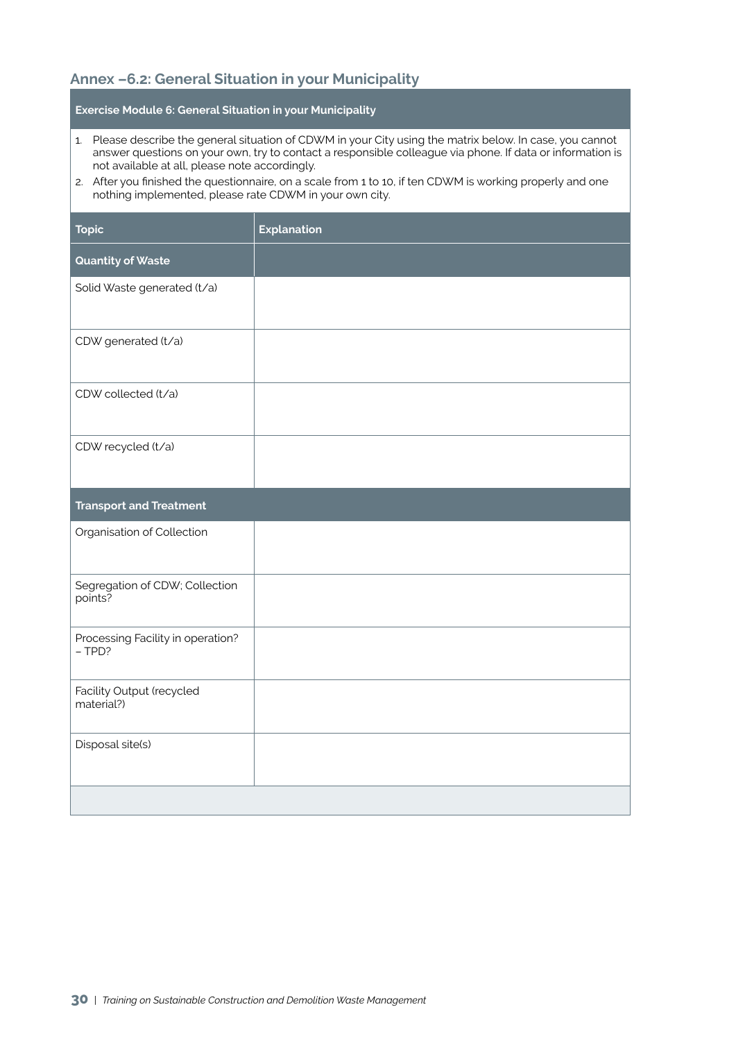## Annex –6.2: General Situation in your Municipality

**Exercise Module 6: General Situation in your Municipality**

1. Please describe the general situation of CDWM in your City using the matrix below. In case, you cannot answer questions on your own, try to contact a responsible colleague via phone. If data or information is not available at all, please note accordingly.
2. After you finished the questionnaire, on a scale from 1 to 10, if ten CDWM is working properly and one nothing implemented, please rate CDWM in your own city.

| Topic | Explanation |
|---|---|
| **Quantity of Waste** | |
| Solid Waste generated (t/a) | |
| CDW generated (t/a) | |
| CDW collected (t/a) | |
| CDW recycled (t/a) | |
| **Transport and Treatment** | |
| Organisation of Collection | |
| Segregation of CDW; Collection points? | |
| Processing Facility in operation? – TPD? | |
| Facility Output (recycled material?) | |
| Disposal site(s) | |
| | |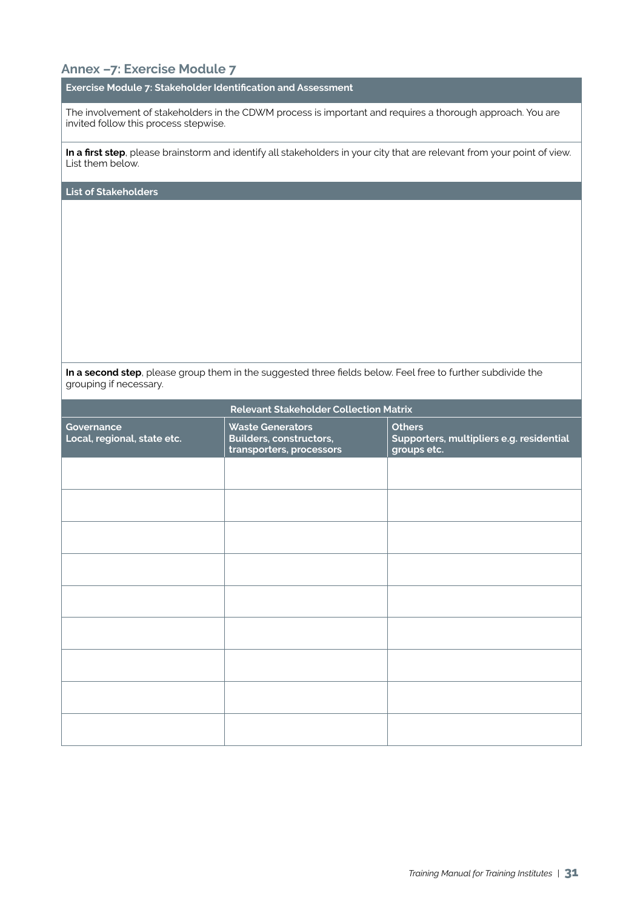## Annex –7: Exercise Module 7

**Exercise Module 7: Stakeholder Identification and Assessment**

The involvement of stakeholders in the CDWM process is important and requires a thorough approach. You are invited follow this process stepwise.

**In a first step**, please brainstorm and identify all stakeholders in your city that are relevant from your point of view. List them below.

**List of Stakeholders**

**In a second step**, please group them in the suggested three fields below. Feel free to further subdivide the grouping if necessary.

| Relevant Stakeholder Collection Matrix | | |
|---|---|---|
| **Governance**<br>**Local, regional, state etc.** | **Waste Generators**<br>**Builders, constructors, transporters, processors** | **Others**<br>**Supporters, multipliers e.g. residential groups etc.** |
| | | |
| | | |
| | | |
| | | |
| | | |
| | | |
| | | |
| | | |
| | | |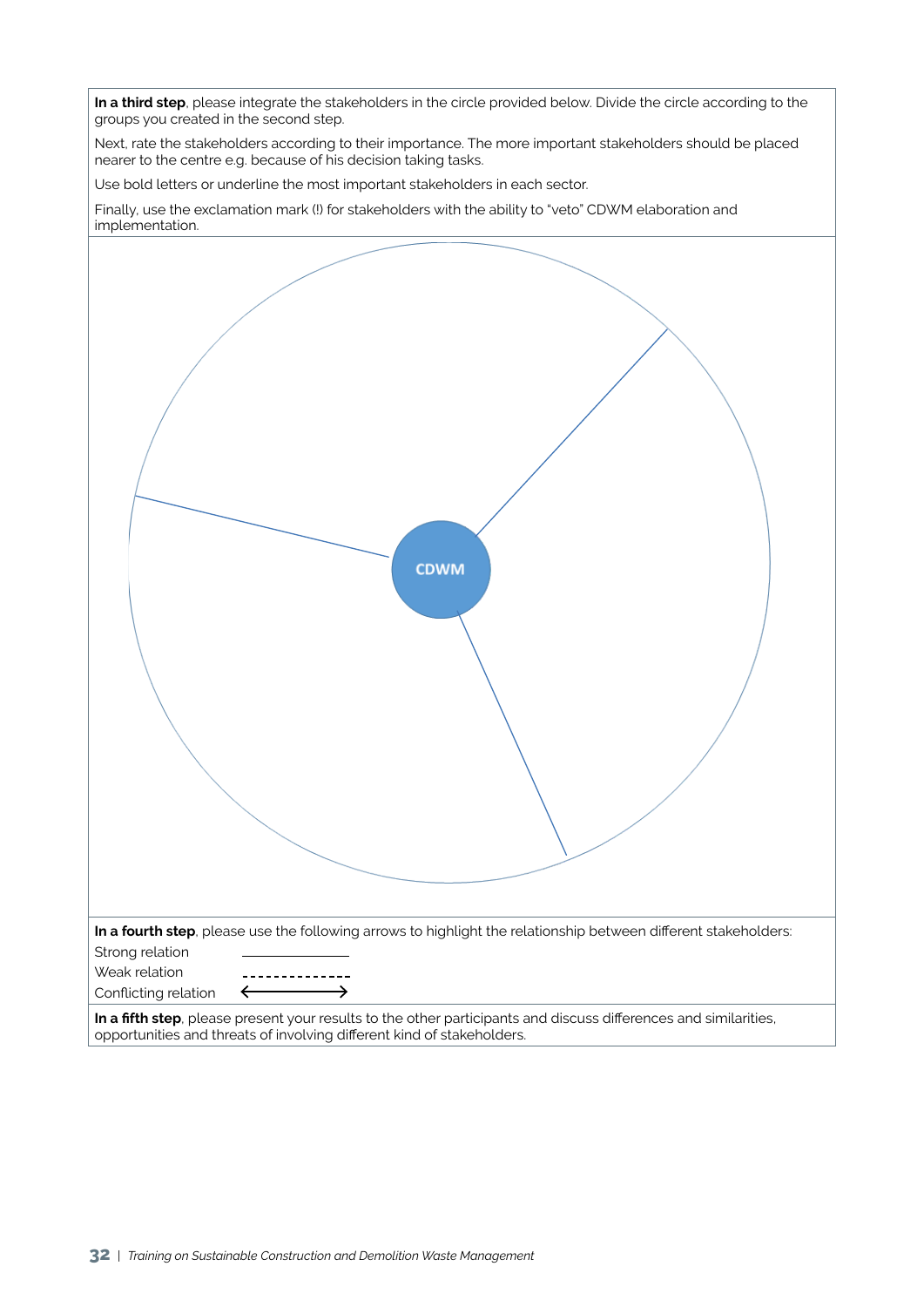**In a third step**, please integrate the stakeholders in the circle provided below. Divide the circle according to the groups you created in the second step.

Next, rate the stakeholders according to their importance. The more important stakeholders should be placed nearer to the centre e.g. because of his decision taking tasks.

Use bold letters or underline the most important stakeholders in each sector.

Finally, use the exclamation mark (!) for stakeholders with the ability to "veto" CDWM elaboration and implementation.

CDWM

**In a fourth step**, please use the following arrows to highlight the relationship between different stakeholders:

| | |
|---|---|
| Strong relation | ———————— |
| Weak relation | - - - - - - - - - - - - - |
| Conflicting relation | ←————→ |

**In a fifth step**, please present your results to the other participants and discuss differences and similarities, opportunities and threats of involving different kind of stakeholders.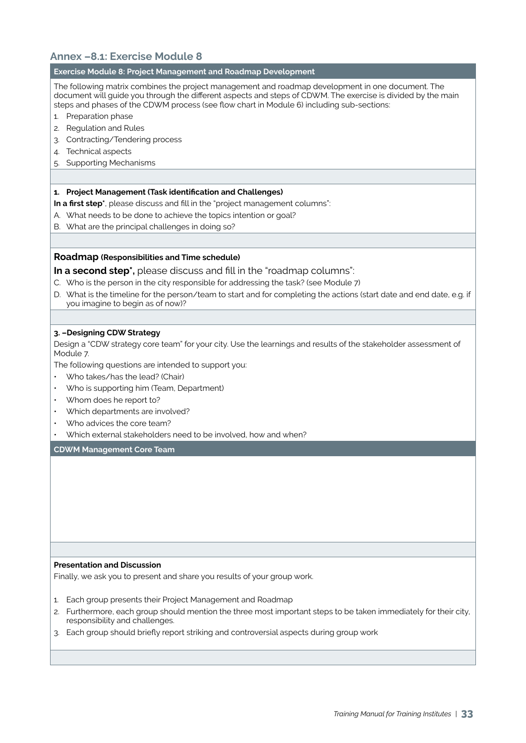## Annex –8.1: Exercise Module 8

**Exercise Module 8: Project Management and Roadmap Development**

The following matrix combines the project management and roadmap development in one document. The document will guide you through the different aspects and steps of CDWM. The exercise is divided by the main steps and phases of the CDWM process (see flow chart in Module 6) including sub-sections:

1. Preparation phase
2. Regulation and Rules
3. Contracting/Tendering process
4. Technical aspects
5. Supporting Mechanisms

**1. Project Management (Task identification and Challenges)**

**In a first step***, please discuss and fill in the "project management columns":

A. What needs to be done to achieve the topics intention or goal?
B. What are the principal challenges in doing so?

**Roadmap** **(Responsibilities and Time schedule)**

**In a second step*,** please discuss and fill in the "roadmap columns":

C. Who is the person in the city responsible for addressing the task? (see Module 7)
D. What is the timeline for the person/team to start and for completing the actions (start date and end date, e.g. if you imagine to begin as of now)?

**3. –Designing CDW Strategy**

Design a "CDW strategy core team" for your city. Use the learnings and results of the stakeholder assessment of Module 7.

The following questions are intended to support you:

- Who takes/has the lead? (Chair)
- Who is supporting him (Team, Department)
- Whom does he report to?
- Which departments are involved?
- Who advices the core team?
- Which external stakeholders need to be involved, how and when?

**CDWM Management Core Team**

**Presentation and Discussion**

Finally, we ask you to present and share you results of your group work.

1. Each group presents their Project Management and Roadmap
2. Furthermore, each group should mention the three most important steps to be taken immediately for their city, responsibility and challenges.
3. Each group should briefly report striking and controversial aspects during group work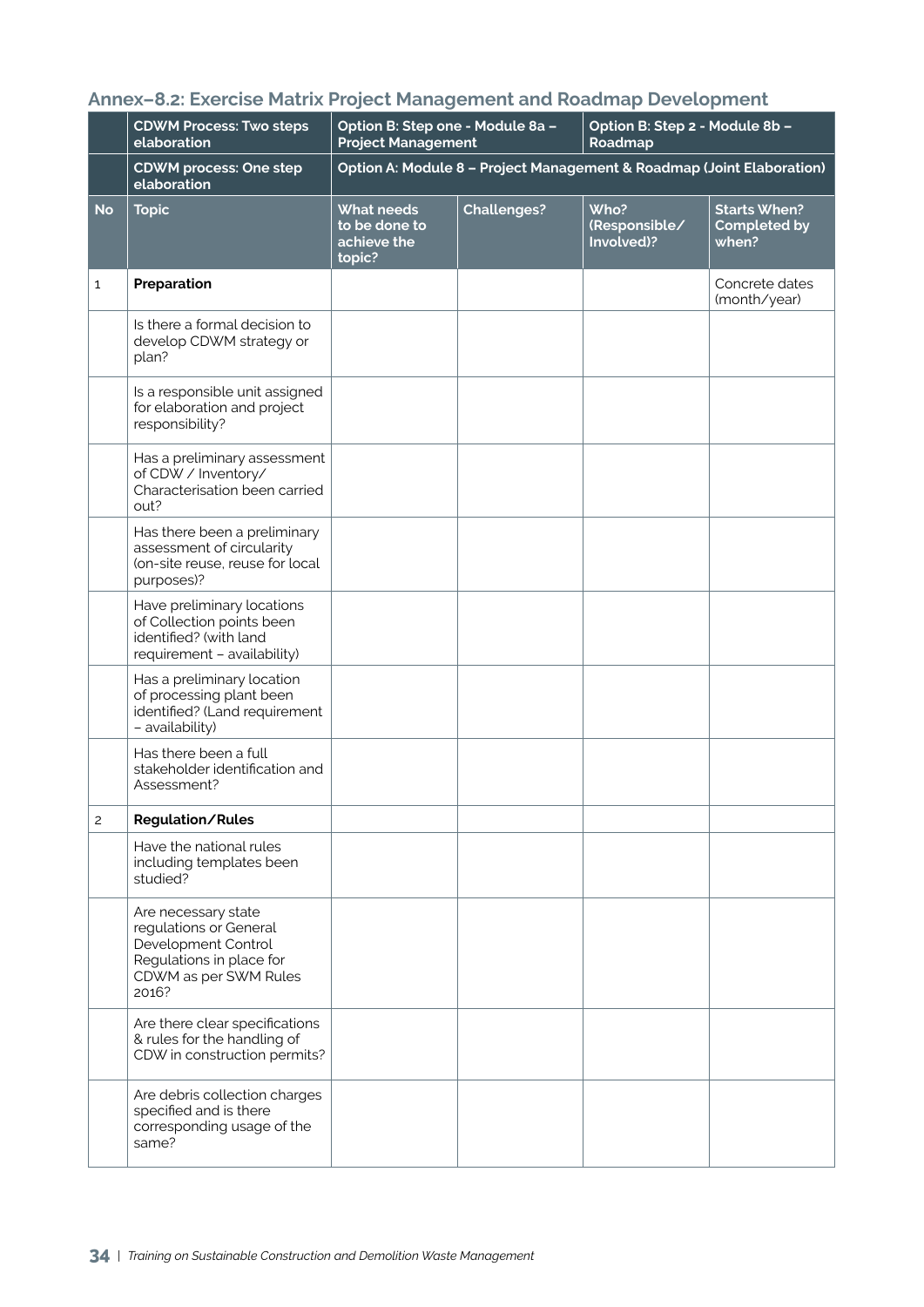## Annex–8.2: Exercise Matrix Project Management and Roadmap Development

| | CDWM Process: Two steps elaboration | Option B: Step one - Module 8a – Project Management | | Option B: Step 2 - Module 8b – Roadmap | |
|---|---|---|---|---|---|
| | **CDWM process: One step elaboration** | **Option A: Module 8 – Project Management & Roadmap (Joint Elaboration)** | | | |
| **No** | **Topic** | **What needs to be done to achieve the topic?** | **Challenges?** | **Who? (Responsible/ Involved)?** | **Starts When? Completed by when?** |
| 1 | **Preparation** | | | | Concrete dates (month/year) |
| | Is there a formal decision to develop CDWM strategy or plan? | | | | |
| | Is a responsible unit assigned for elaboration and project responsibility? | | | | |
| | Has a preliminary assessment of CDW / Inventory/ Characterisation been carried out? | | | | |
| | Has there been a preliminary assessment of circularity (on-site reuse, reuse for local purposes)? | | | | |
| | Have preliminary locations of Collection points been identified? (with land requirement – availability) | | | | |
| | Has a preliminary location of processing plant been identified? (Land requirement – availability) | | | | |
| | Has there been a full stakeholder identification and Assessment? | | | | |
| 2 | **Regulation/Rules** | | | | |
| | Have the national rules including templates been studied? | | | | |
| | Are necessary state regulations or General Development Control Regulations in place for CDWM as per SWM Rules 2016? | | | | |
| | Are there clear specifications & rules for the handling of CDW in construction permits? | | | | |
| | Are debris collection charges specified and is there corresponding usage of the same? | | | | |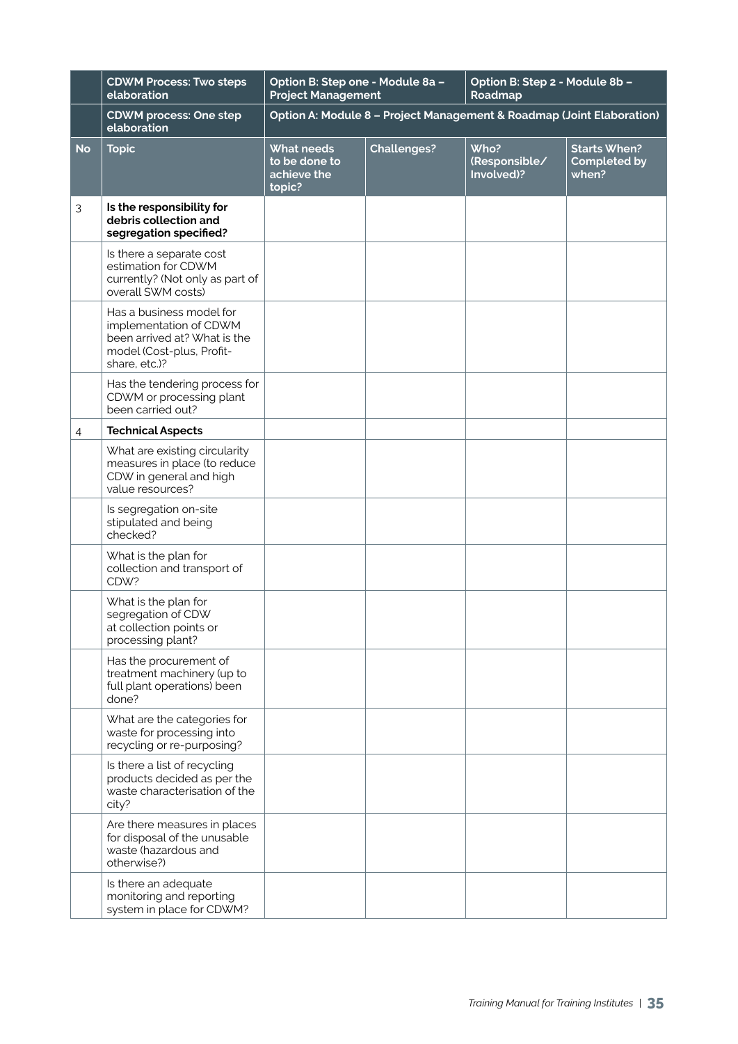| | CDWM Process: Two steps elaboration | Option B: Step one - Module 8a – Project Management | | Option B: Step 2 - Module 8b – Roadmap | |
|---|---|---|---|---|---|
| | **CDWM process: One step elaboration** | **Option A: Module 8 – Project Management & Roadmap (Joint Elaboration)** | | | |
| **No** | **Topic** | **What needs to be done to achieve the topic?** | **Challenges?** | **Who? (Responsible/ Involved)?** | **Starts When? Completed by when?** |
| 3 | **Is the responsibility for debris collection and segregation specified?** | | | | |
| | Is there a separate cost estimation for CDWM currently? (Not only as part of overall SWM costs) | | | | |
| | Has a business model for implementation of CDWM been arrived at? What is the model (Cost-plus, Profit-share, etc.)? | | | | |
| | Has the tendering process for CDWM or processing plant been carried out? | | | | |
| 4 | **Technical Aspects** | | | | |
| | What are existing circularity measures in place (to reduce CDW in general and high value resources? | | | | |
| | Is segregation on-site stipulated and being checked? | | | | |
| | What is the plan for collection and transport of CDW? | | | | |
| | What is the plan for segregation of CDW at collection points or processing plant? | | | | |
| | Has the procurement of treatment machinery (up to full plant operations) been done? | | | | |
| | What are the categories for waste for processing into recycling or re-purposing? | | | | |
| | Is there a list of recycling products decided as per the waste characterisation of the city? | | | | |
| | Are there measures in places for disposal of the unusable waste (hazardous and otherwise?) | | | | |
| | Is there an adequate monitoring and reporting system in place for CDWM? | | | | |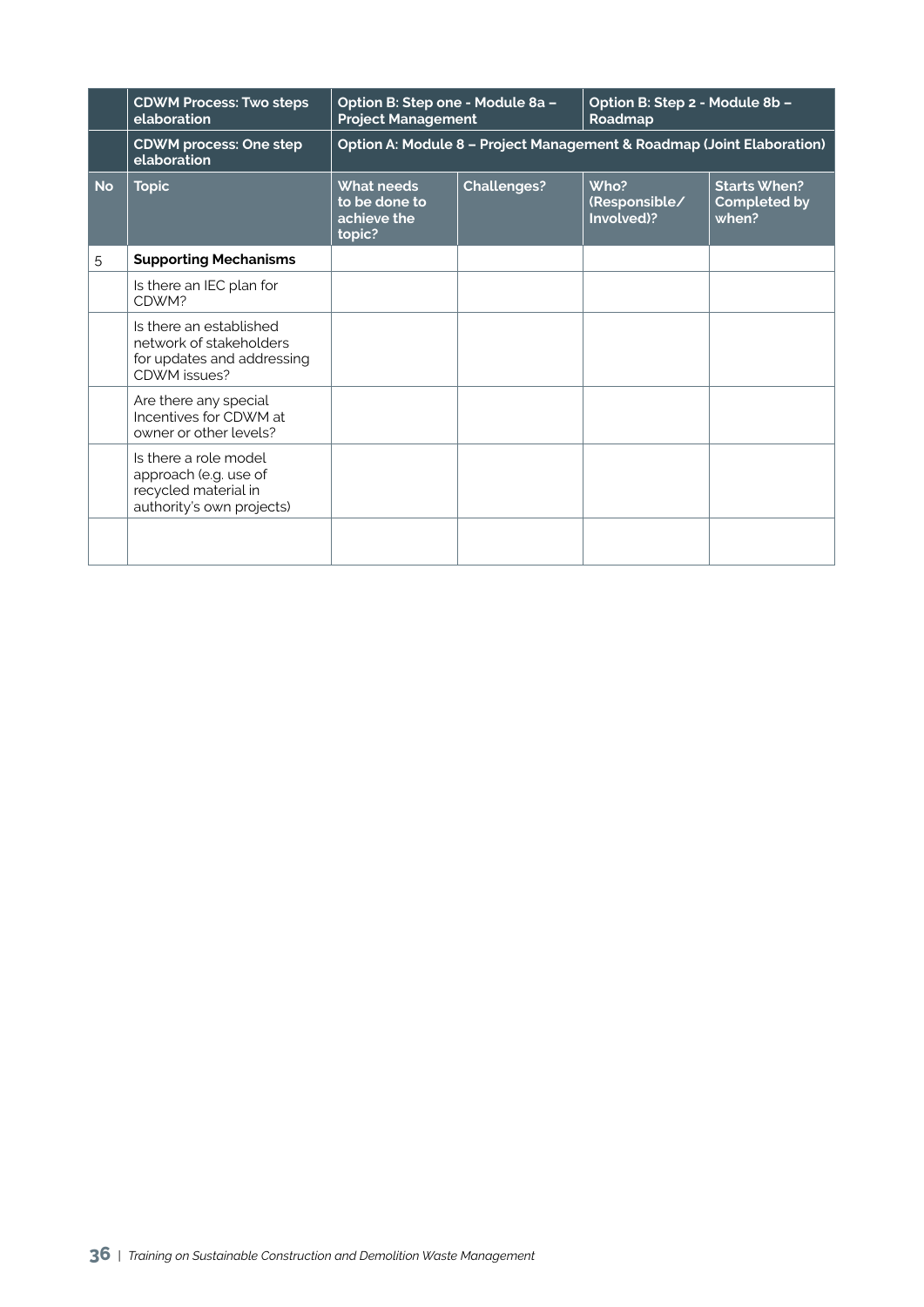| | CDWM Process: Two steps elaboration | Option B: Step one - Module 8a – Project Management | | Option B: Step 2 - Module 8b – Roadmap | |
|---|---|---|---|---|---|
| | **CDWM process: One step elaboration** | **Option A: Module 8 – Project Management & Roadmap (Joint Elaboration)** | | | |
| **No** | **Topic** | **What needs to be done to achieve the topic?** | **Challenges?** | **Who? (Responsible/ Involved)?** | **Starts When? Completed by when?** |
| 5 | **Supporting Mechanisms** | | | | |
| | Is there an IEC plan for CDWM? | | | | |
| | Is there an established network of stakeholders for updates and addressing CDWM issues? | | | | |
| | Are there any special Incentives for CDWM at owner or other levels? | | | | |
| | Is there a role model approach (e.g. use of recycled material in authority's own projects) | | | | |
| | | | | | |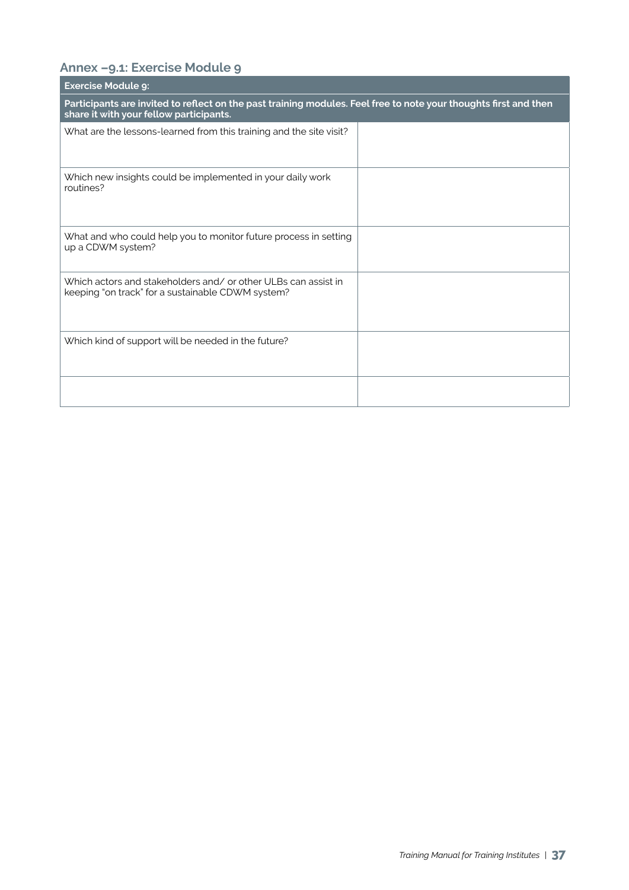## Annex –9.1: Exercise Module 9

| **Exercise Module 9:** | |
|---|---|
| **Participants are invited to reflect on the past training modules. Feel free to note your thoughts first and then share it with your fellow participants.** | |
| What are the lessons-learned from this training and the site visit? | |
| Which new insights could be implemented in your daily work routines? | |
| What and who could help you to monitor future process in setting up a CDWM system? | |
| Which actors and stakeholders and/ or other ULBs can assist in keeping "on track" for a sustainable CDWM system? | |
| Which kind of support will be needed in the future? | |
| | |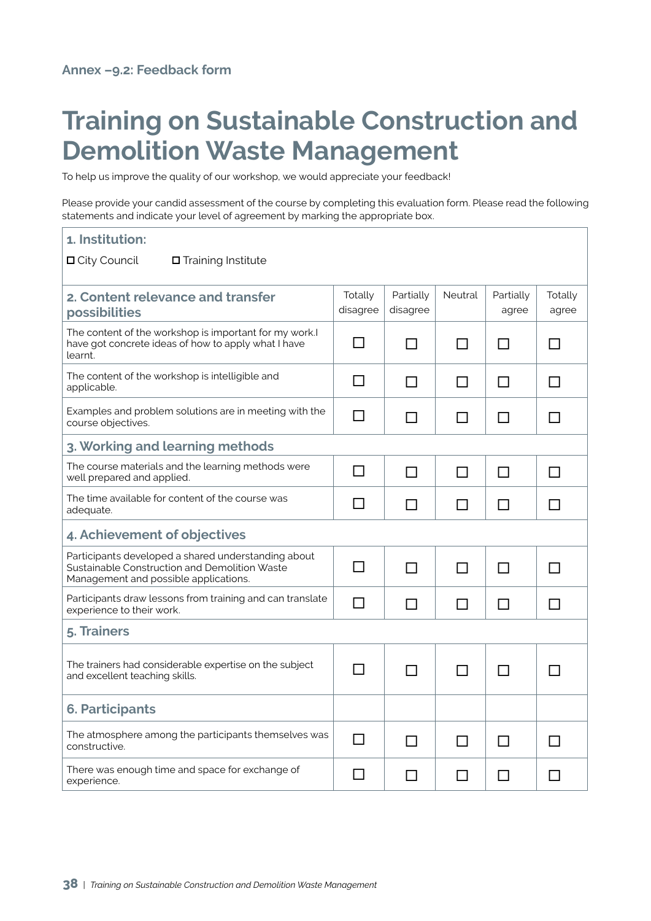Annex –9.2: Feedback form

# Training on Sustainable Construction and Demolition Waste Management

To help us improve the quality of our workshop, we would appreciate your feedback!

Please provide your candid assessment of the course by completing this evaluation form. Please read the following statements and indicate your level of agreement by marking the appropriate box.

**1. Institution:**

☐ City Council ☐ Training Institute

| **2. Content relevance and transfer possibilities** | Totally disagree | Partially disagree | Neutral | Partially agree | Totally agree |
|---|---|---|---|---|---|
| The content of the workshop is important for my work.I have got concrete ideas of how to apply what I have learnt. | ☐ | ☐ | ☐ | ☐ | ☐ |
| The content of the workshop is intelligible and applicable. | ☐ | ☐ | ☐ | ☐ | ☐ |
| Examples and problem solutions are in meeting with the course objectives. | ☐ | ☐ | ☐ | ☐ | ☐ |
| **3. Working and learning methods** | | | | | |
| The course materials and the learning methods were well prepared and applied. | ☐ | ☐ | ☐ | ☐ | ☐ |
| The time available for content of the course was adequate. | ☐ | ☐ | ☐ | ☐ | ☐ |
| **4. Achievement of objectives** | | | | | |
| Participants developed a shared understanding about Sustainable Construction and Demolition Waste Management and possible applications. | ☐ | ☐ | ☐ | ☐ | ☐ |
| Participants draw lessons from training and can translate experience to their work. | ☐ | ☐ | ☐ | ☐ | ☐ |
| **5. Trainers** | | | | | |
| The trainers had considerable expertise on the subject and excellent teaching skills. | ☐ | ☐ | ☐ | ☐ | ☐ |
| **6. Participants** | | | | | |
| The atmosphere among the participants themselves was constructive. | ☐ | ☐ | ☐ | ☐ | ☐ |
| There was enough time and space for exchange of experience. | ☐ | ☐ | ☐ | ☐ | ☐ |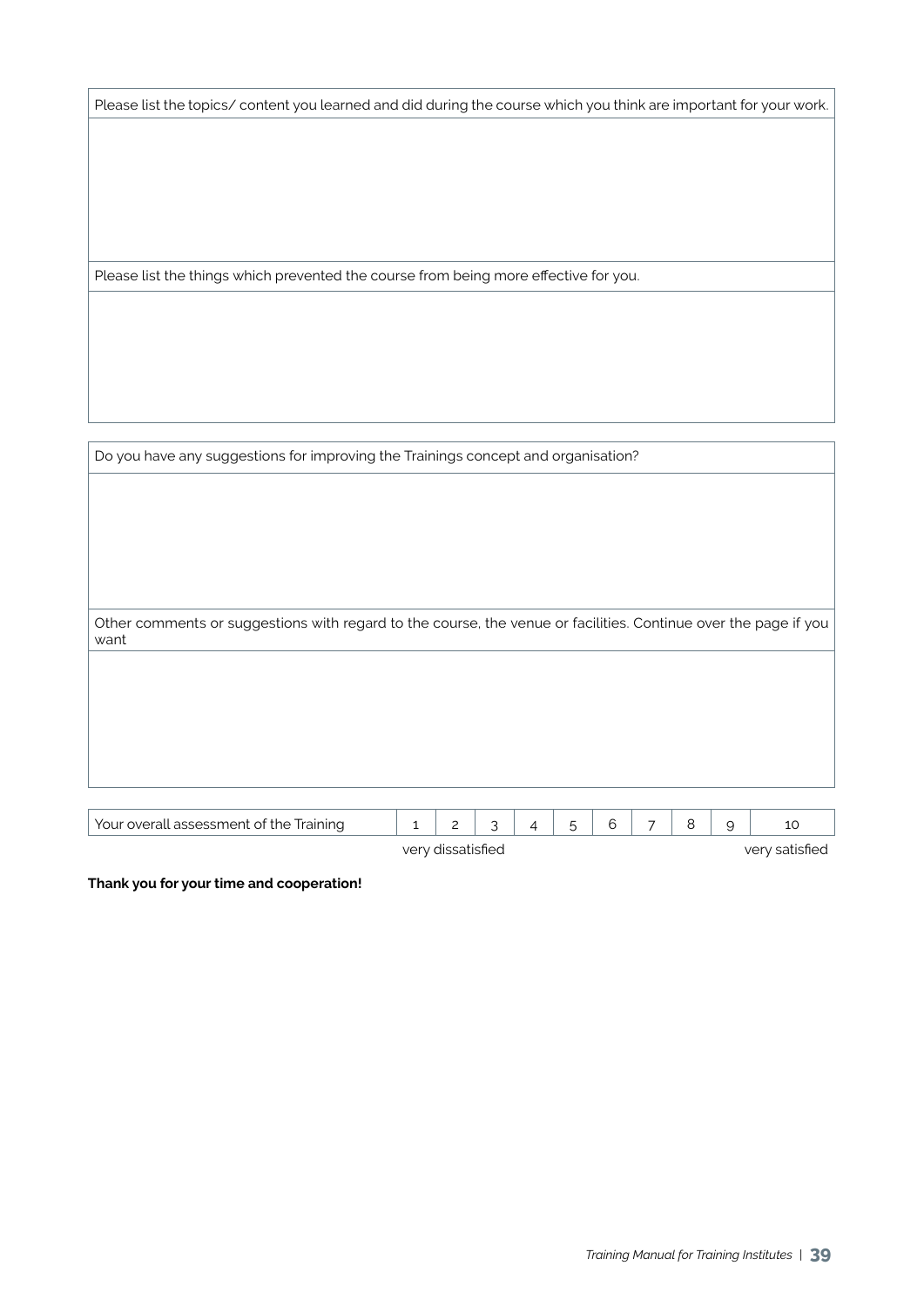| Please list the topics/ content you learned and did during the course which you think are important for your work. |
| --- |
| |
| Please list the things which prevented the course from being more effective for you. |
| |

| Do you have any suggestions for improving the Trainings concept and organisation? |
| --- |
| |
| Other comments or suggestions with regard to the course, the venue or facilities. Continue over the page if you want |
| |

| Your overall assessment of the Training | 1 | 2 | 3 | 4 | 5 | 6 | 7 | 8 | 9 | 10 |
| --- | --- | --- | --- | --- | --- | --- | --- | --- | --- | --- |
| | very dissatisfied | | | | | | | | | very satisfied |

**Thank you for your time and cooperation!**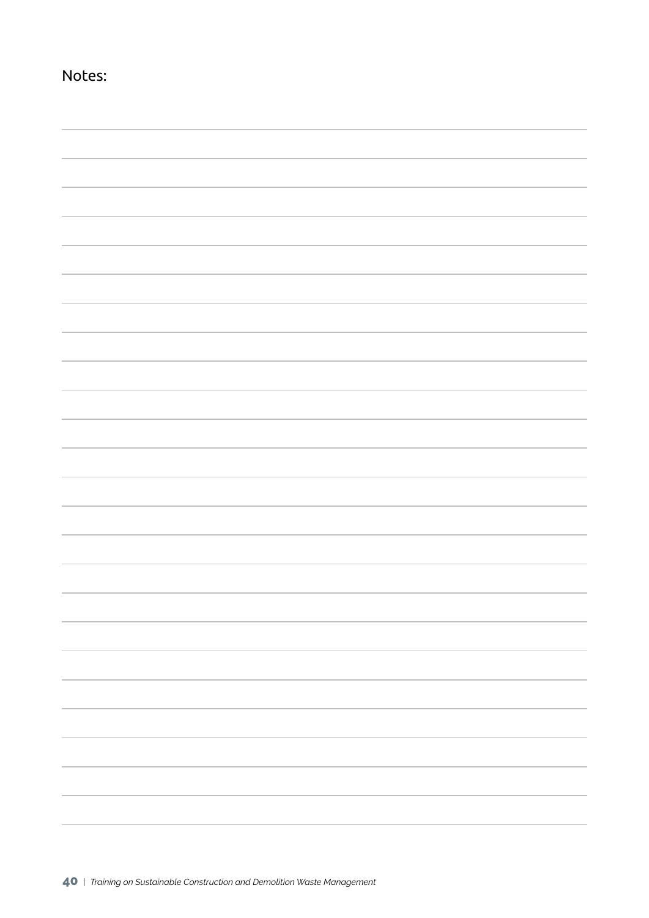Notes: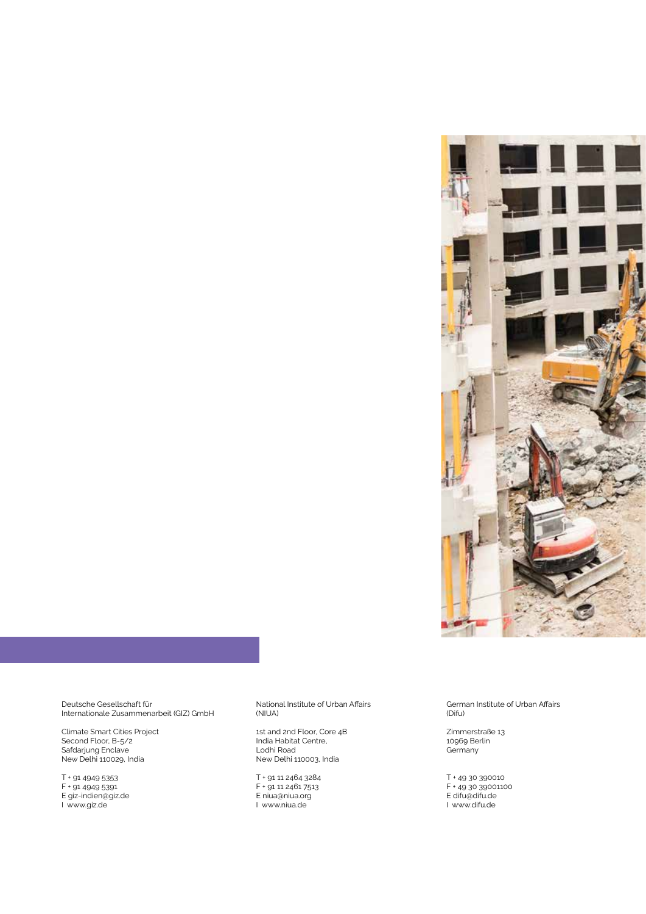Deutsche Gesellschaft für
Internationale Zusammenarbeit (GIZ) GmbH

Climate Smart Cities Project
Second Floor, B-5/2
Safdarjung Enclave
New Delhi 110029, India

T + 91 4949 5353
F + 91 4949 5391
E giz-indien@giz.de
I www.giz.de

National Institute of Urban Affairs
(NIUA)

1st and 2nd Floor, Core 4B
India Habitat Centre,
Lodhi Road
New Delhi 110003, India

T + 91 11 2464 3284
F + 91 11 2461 7513
E niua@niua.org
I www.niua.de

German Institute of Urban Affairs
(Difu)

Zimmerstraße 13
10969 Berlin
Germany

T + 49 30 390010
F + 49 30 39001100
E difu@difu.de
I www.difu.de